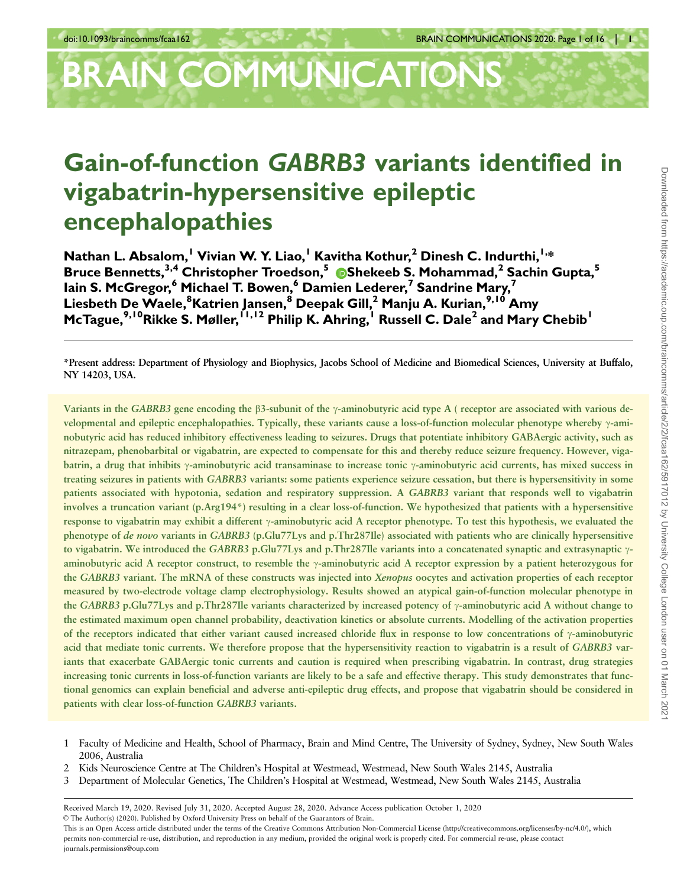# Gain-of-function *GABRB3* variants identified in vigabatrin-hypersensitive epileptic encephalopathies

**Nathan L. Absalom,[1] Vivian W. Y. Liao,[1] Kavitha Kothur,[2] Dinesh C. Indurthi,[1,*] Bruce Bennetts,[3,4] Christopher Troedson,[5] Shekeeb S. Mohammad,[2] Sachin Gupta,[5] Iain S. McGregor,[6] Michael T. Bowen,[6] Damien Lederer,[7] Sandrine Mary,[7] Liesbeth De Waele,[8] Katrien Jansen,[8] Deepak Gill,[2] Manju A. Kurian,[9,10] Amy McTague,[9,10] Rikke S. Møller,[11,12] Philip K. Ahring,[1] Russell C. Dale[2] and Mary Chebib[1]**

*Present address: Department of Physiology and Biophysics, Jacobs School of Medicine and Biomedical Sciences, University at Buffalo, NY 14203, USA.

Variants in the *GABRB3* gene encoding the β3-subunit of the γ-aminobutyric acid type A ( receptor are associated with various developmental and epileptic encephalopathies. Typically, these variants cause a loss-of-function molecular phenotype whereby γ-aminobutyric acid has reduced inhibitory effectiveness leading to seizures. Drugs that potentiate inhibitory GABAergic activity, such as nitrazepam, phenobarbital or vigabatrin, are expected to compensate for this and thereby reduce seizure frequency. However, vigabatrin, a drug that inhibits γ-aminobutyric acid transaminase to increase tonic γ-aminobutyric acid currents, has mixed success in treating seizures in patients with *GABRB3* variants: some patients experience seizure cessation, but there is hypersensitivity in some patients associated with hypotonia, sedation and respiratory suppression. A *GABRB3* variant that responds well to vigabatrin involves a truncation variant (p.Arg194*) resulting in a clear loss-of-function. We hypothesized that patients with a hypersensitive response to vigabatrin may exhibit a different γ-aminobutyric acid A receptor phenotype. To test this hypothesis, we evaluated the phenotype of *de novo* variants in *GABRB3* (p.Glu77Lys and p.Thr287Ile) associated with patients who are clinically hypersensitive to vigabatrin. We introduced the *GABRB3* p.Glu77Lys and p.Thr287Ile variants into a concatenated synaptic and extrasynaptic γ-aminobutyric acid A receptor construct, to resemble the γ-aminobutyric acid A receptor expression by a patient heterozygous for the *GABRB3* variant. The mRNA of these constructs was injected into *Xenopus* oocytes and activation properties of each receptor measured by two-electrode voltage clamp electrophysiology. Results showed an atypical gain-of-function molecular phenotype in the *GABRB3* p.Glu77Lys and p.Thr287Ile variants characterized by increased potency of γ-aminobutyric acid A without change to the estimated maximum open channel probability, deactivation kinetics or absolute currents. Modelling of the activation properties of the receptors indicated that either variant caused increased chloride flux in response to low concentrations of γ-aminobutyric acid that mediate tonic currents. We therefore propose that the hypersensitivity reaction to vigabatrin is a result of *GABRB3* variants that exacerbate GABAergic tonic currents and caution is required when prescribing vigabatrin. In contrast, drug strategies increasing tonic currents in loss-of-function variants are likely to be a safe and effective therapy. This study demonstrates that functional genomics can explain beneficial and adverse anti-epileptic drug effects, and propose that vigabatrin should be considered in patients with clear loss-of-function *GABRB3* variants.

1 Faculty of Medicine and Health, School of Pharmacy, Brain and Mind Centre, The University of Sydney, Sydney, New South Wales 2006, Australia
2 Kids Neuroscience Centre at The Children's Hospital at Westmead, Westmead, New South Wales 2145, Australia
3 Department of Molecular Genetics, The Children's Hospital at Westmead, Westmead, New South Wales 2145, Australia

Received March 19, 2020. Revised July 31, 2020. Accepted August 28, 2020. Advance Access publication October 1, 2020
© The Author(s) (2020). Published by Oxford University Press on behalf of the Guarantors of Brain.
This is an Open Access article distributed under the terms of the Creative Commons Attribution Non-Commercial License (http://creativecommons.org/licenses/by-nc/4.0/), which permits non-commercial re-use, distribution, and reproduction in any medium, provided the original work is properly cited. For commercial re-use, please contact journals.permissions@oup.com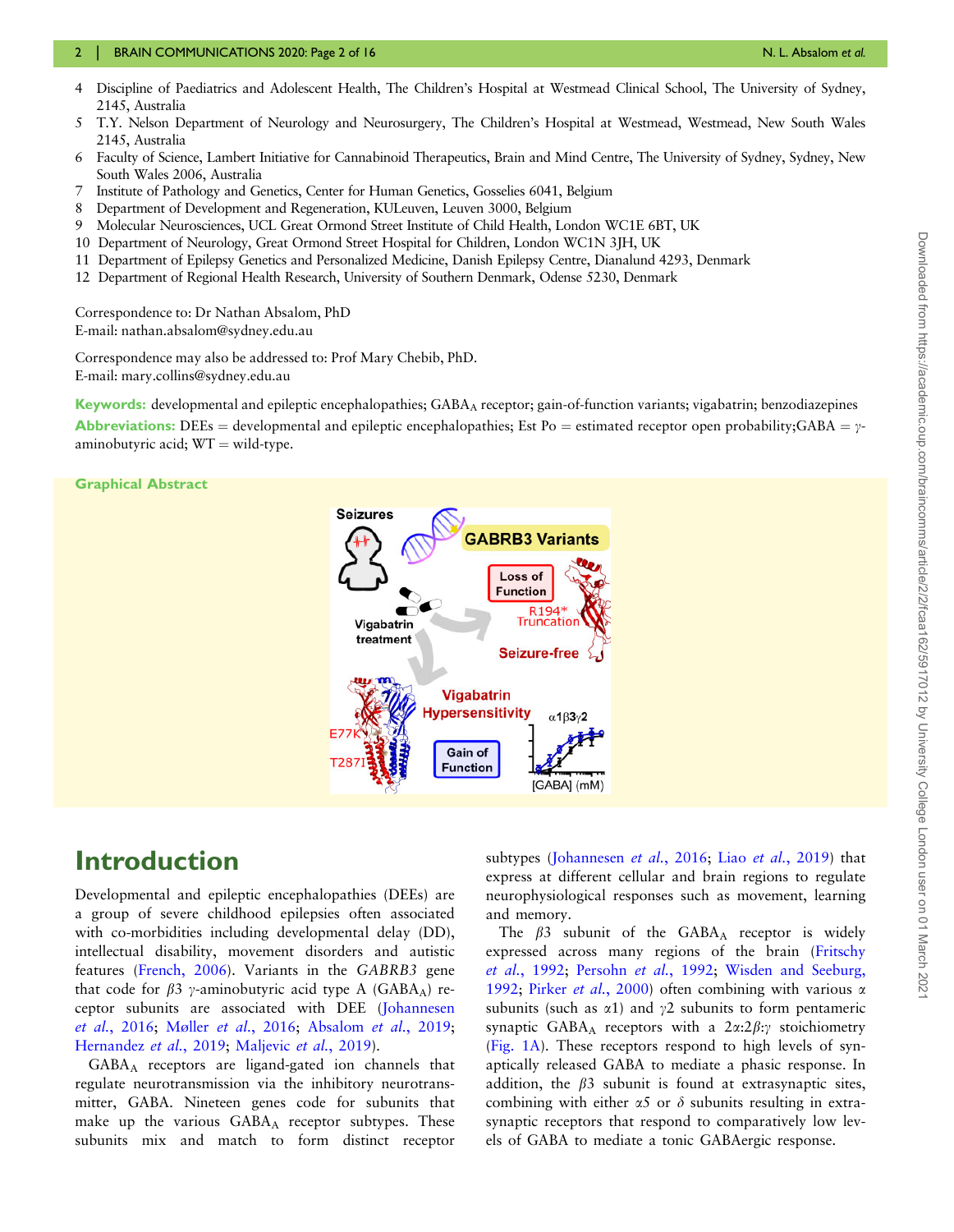4 Discipline of Paediatrics and Adolescent Health, The Children's Hospital at Westmead Clinical School, The University of Sydney, 2145, Australia
5 T.Y. Nelson Department of Neurology and Neurosurgery, The Children's Hospital at Westmead, Westmead, New South Wales 2145, Australia
6 Faculty of Science, Lambert Initiative for Cannabinoid Therapeutics, Brain and Mind Centre, The University of Sydney, Sydney, New South Wales 2006, Australia
7 Institute of Pathology and Genetics, Center for Human Genetics, Gosselies 6041, Belgium
8 Department of Development and Regeneration, KULeuven, Leuven 3000, Belgium
9 Molecular Neurosciences, UCL Great Ormond Street Institute of Child Health, London WC1E 6BT, UK
10 Department of Neurology, Great Ormond Street Hospital for Children, London WC1N 3JH, UK
11 Department of Epilepsy Genetics and Personalized Medicine, Danish Epilepsy Centre, Dianalund 4293, Denmark
12 Department of Regional Health Research, University of Southern Denmark, Odense 5230, Denmark

Correspondence to: Dr Nathan Absalom, PhD
E-mail: nathan.absalom@sydney.edu.au

Correspondence may also be addressed to: Prof Mary Chebib, PhD.
E-mail: mary.collins@sydney.edu.au

**Keywords:** developmental and epileptic encephalopathies; $GABA_A$ receptor; gain-of-function variants; vigabatrin; benzodiazepines

**Abbreviations:** DEEs = developmental and epileptic encephalopathies; Est Po = estimated receptor open probability; GABA = $\gamma$-aminobutyric acid; WT = wild-type.

**Graphical Abstract**

# Introduction

Developmental and epileptic encephalopathies (DEEs) are a group of severe childhood epilepsies often associated with co-morbidities including developmental delay (DD), intellectual disability, movement disorders and autistic features (French, 2006). Variants in the *GABRB3* gene that code for $\beta3$ $\gamma$-aminobutyric acid type A ($GABA_A$) receptor subunits are associated with DEE (Johannesen *et al.*, 2016; Møller *et al.*, 2016; Absalom *et al.*, 2019; Hernandez *et al.*, 2019; Maljevic *et al.*, 2019).

$GABA_A$ receptors are ligand-gated ion channels that regulate neurotransmission via the inhibitory neurotransmitter, GABA. Nineteen genes code for subunits that make up the various $GABA_A$ receptor subtypes. These subunits mix and match to form distinct receptor subtypes (Johannesen *et al.*, 2016; Liao *et al.*, 2019) that express at different cellular and brain regions to regulate neurophysiological responses such as movement, learning and memory.

The $\beta3$ subunit of the $GABA_A$ receptor is widely expressed across many regions of the brain (Fritschy *et al.*, 1992; Persohn *et al.*, 1992; Wisden and Seeburg, 1992; Pirker *et al.*, 2000) often combining with various $\alpha$ subunits (such as $\alpha1$) and $\gamma2$ subunits to form pentameric synaptic $GABA_A$ receptors with a $2\alpha$:$2\beta$:$\gamma$ stoichiometry (Fig. 1A). These receptors respond to high levels of synaptically released GABA to mediate a phasic response. In addition, the $\beta3$ subunit is found at extrasynaptic sites, combining with either $\alpha5$ or $\delta$ subunits resulting in extrasynaptic receptors that respond to comparatively low levels of GABA to mediate a tonic GABAergic response.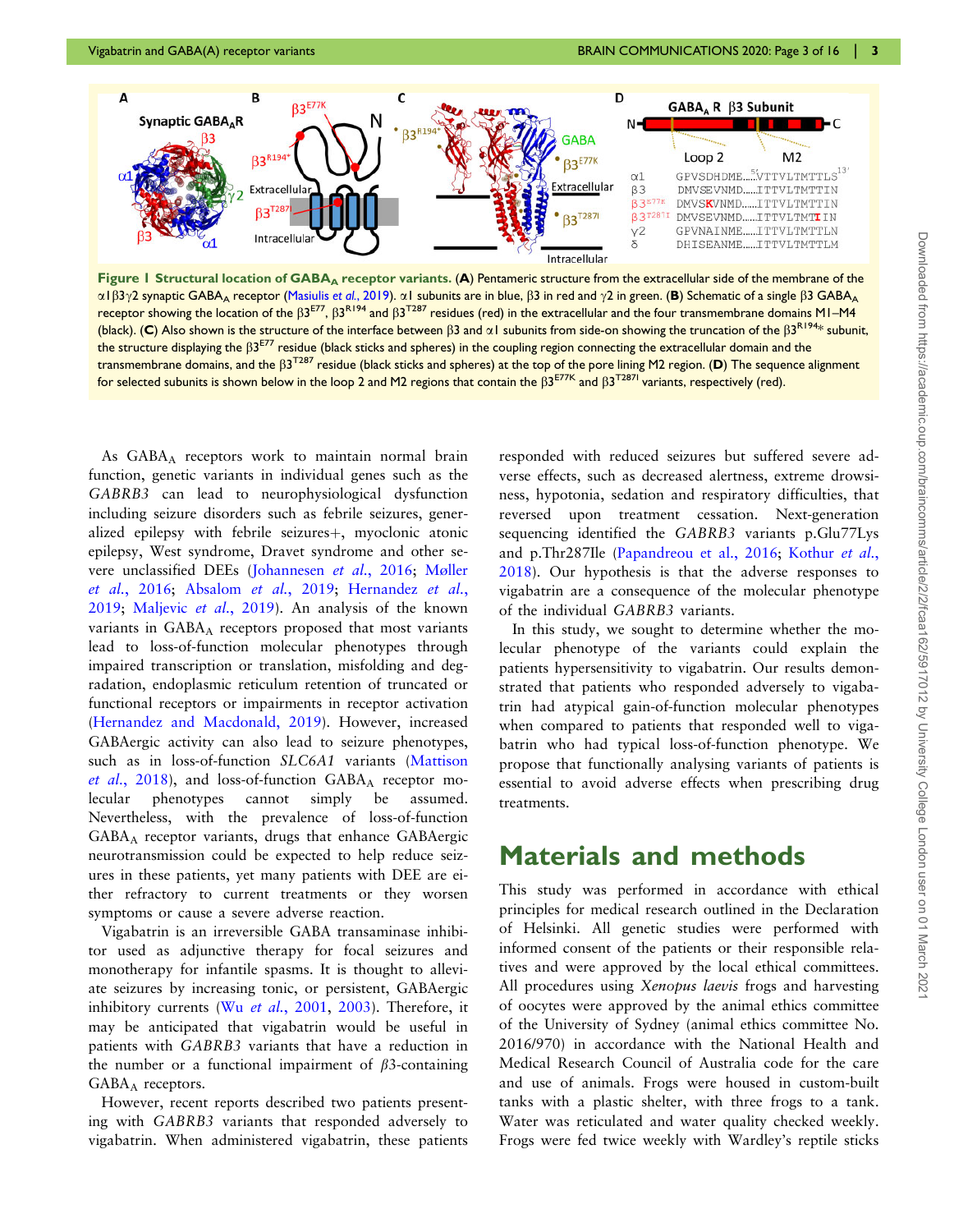Figure 1 **Structural location of GABA$_A$ receptor variants.** (**A**) Pentameric structure from the extracellular side of the membrane of the α1β3γ2 synaptic GABA$_A$ receptor (Masiulis *et al.*, 2019). α1 subunits are in blue, β3 in red and γ2 in green. (**B**) Schematic of a single β3 GABA$_A$ receptor showing the location of the β3$^{E77}$, β3$^{R194}$ and β3$^{T287}$ residues (red) in the extracellular and the four transmembrane domains M1–M4 (black). (**C**) Also shown is the structure of the interface between β3 and α1 subunits from side-on showing the truncation of the β3$^{R194*}$ subunit, the structure displaying the β3$^{E77}$ residue (black sticks and spheres) in the coupling region connecting the extracellular domain and the transmembrane domains, and the β3$^{T287}$ residue (black sticks and spheres) at the top of the pore lining M2 region. (**D**) The sequence alignment for selected subunits is shown below in the loop 2 and M2 regions that contain the β3$^{E77K}$ and β3$^{T287I}$ variants, respectively (red).

As GABA$_A$ receptors work to maintain normal brain function, genetic variants in individual genes such as the *GABRB3* can lead to neurophysiological dysfunction including seizure disorders such as febrile seizures, generalized epilepsy with febrile seizures+, myoclonic atonic epilepsy, West syndrome, Dravet syndrome and other severe unclassified DEEs (Johannesen *et al.*, 2016; Møller *et al.*, 2016; Absalom *et al.*, 2019; Hernandez *et al.*, 2019; Maljevic *et al.*, 2019). An analysis of the known variants in GABA$_A$ receptors proposed that most variants lead to loss-of-function molecular phenotypes through impaired transcription or translation, misfolding and degradation, endoplasmic reticulum retention of truncated or functional receptors or impairments in receptor activation (Hernandez and Macdonald, 2019). However, increased GABAergic activity can also lead to seizure phenotypes, such as in loss-of-function *SLC6A1* variants (Mattison *et al.*, 2018), and loss-of-function GABA$_A$ receptor molecular phenotypes cannot simply be assumed. Nevertheless, with the prevalence of loss-of-function GABA$_A$ receptor variants, drugs that enhance GABAergic neurotransmission could be expected to help reduce seizures in these patients, yet many patients with DEE are either refractory to current treatments or they worsen symptoms or cause a severe adverse reaction.

Vigabatrin is an irreversible GABA transaminase inhibitor used as adjunctive therapy for focal seizures and monotherapy for infantile spasms. It is thought to alleviate seizures by increasing tonic, or persistent, GABAergic inhibitory currents (Wu *et al.*, 2001, 2003). Therefore, it may be anticipated that vigabatrin would be useful in patients with *GABRB3* variants that have a reduction in the number or a functional impairment of β3-containing GABA$_A$ receptors.

However, recent reports described two patients presenting with *GABRB3* variants that responded adversely to vigabatrin. When administered vigabatrin, these patients responded with reduced seizures but suffered severe adverse effects, such as decreased alertness, extreme drowsiness, hypotonia, sedation and respiratory difficulties, that reversed upon treatment cessation. Next-generation sequencing identified the *GABRB3* variants p.Glu77Lys and p.Thr287Ile (Papandreou et al., 2016; Kothur *et al.*, 2018). Our hypothesis is that the adverse responses to vigabatrin are a consequence of the molecular phenotype of the individual *GABRB3* variants.

In this study, we sought to determine whether the molecular phenotype of the variants could explain the patients hypersensitivity to vigabatrin. Our results demonstrated that patients who responded adversely to vigabatrin had atypical gain-of-function molecular phenotypes when compared to patients that responded well to vigabatrin who had typical loss-of-function phenotype. We propose that functionally analysing variants of patients is essential to avoid adverse effects when prescribing drug treatments.

# Materials and methods

This study was performed in accordance with ethical principles for medical research outlined in the Declaration of Helsinki. All genetic studies were performed with informed consent of the patients or their responsible relatives and were approved by the local ethical committees. All procedures using *Xenopus laevis* frogs and harvesting of oocytes were approved by the animal ethics committee of the University of Sydney (animal ethics committee No. 2016/970) in accordance with the National Health and Medical Research Council of Australia code for the care and use of animals. Frogs were housed in custom-built tanks with a plastic shelter, with three frogs to a tank. Water was reticulated and water quality checked weekly. Frogs were fed twice weekly with Wardley's reptile sticks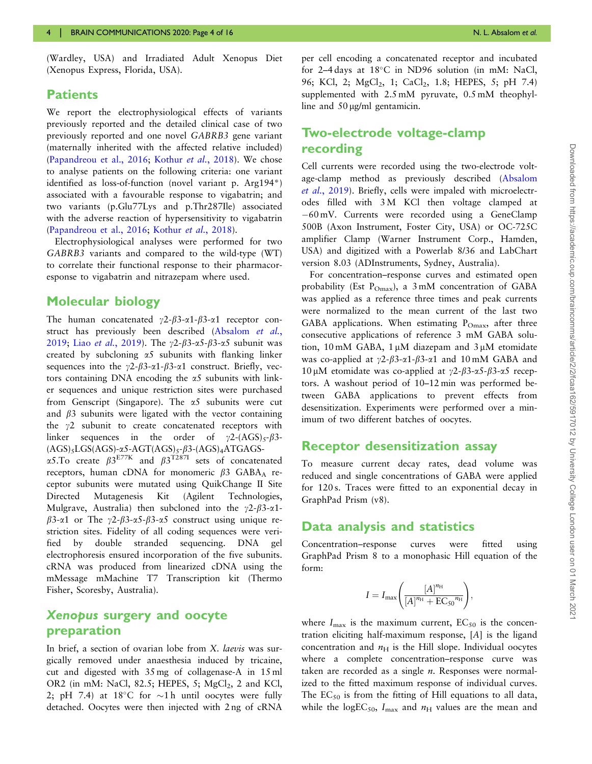(Wardley, USA) and Irradiated Adult Xenopus Diet (Xenopus Express, Florida, USA).

## Patients

We report the electrophysiological effects of variants previously reported and the detailed clinical case of two previously reported and one novel *GABRB3* gene variant (maternally inherited with the affected relative included) (Papandreou et al., 2016; Kothur *et al.*, 2018). We chose to analyse patients on the following criteria: one variant identified as loss-of-function (novel variant p. Arg194*) associated with a favourable response to vigabatrin; and two variants (p.Glu77Lys and p.Thr287Ile) associated with the adverse reaction of hypersensitivity to vigabatrin (Papandreou et al., 2016; Kothur *et al.*, 2018).

Electrophysiological analyses were performed for two *GABRB3* variants and compared to the wild-type (WT) to correlate their functional response to their pharmacoresponse to vigabatrin and nitrazepam where used.

## Molecular biology

The human concatenated $\gamma2$-$\beta3$-$\alpha1$-$\beta3$-$\alpha1$ receptor construct has previously been described (Absalom *et al.*, 2019; Liao *et al.*, 2019). The $\gamma2$-$\beta3$-$\alpha5$-$\beta3$-$\alpha5$ subunit was created by subcloning $\alpha5$ subunits with flanking linker sequences into the $\gamma2$-$\beta3$-$\alpha1$-$\beta3$-$\alpha1$ construct. Briefly, vectors containing DNA encoding the $\alpha5$ subunits with linker sequences and unique restriction sites were purchased from Genscript (Singapore). The $\alpha5$ subunits were cut and $\beta3$ subunits were ligated with the vector containing the $\gamma2$ subunit to create concatenated receptors with linker sequences in the order of $\gamma2$-(AGS)$_5$-$\beta3$-(AGS)$_5$LGS(AGS)-$\alpha5$-AGT(AGS)$_5$-$\beta3$-(AGS)$_4$ATGAGS-$\alpha5$.To create $\beta3^{E77K}$ and $\beta3^{T287I}$ sets of concatenated receptors, human cDNA for monomeric $\beta3$ GABA$_A$ receptor subunits were mutated using QuikChange II Site Directed Mutagenesis Kit (Agilent Technologies, Mulgrave, Australia) then subcloned into the $\gamma2$-$\beta3$-$\alpha1$-$\beta3$-$\alpha1$ or The $\gamma2$-$\beta3$-$\alpha5$-$\beta3$-$\alpha5$ construct using unique restriction sites. Fidelity of all coding sequences were verified by double stranded sequencing. DNA gel electrophoresis ensured incorporation of the five subunits. cRNA was produced from linearized cDNA using the mMessage mMachine T7 Transcription kit (Thermo Fisher, Scoresby, Australia).

## *Xenopus* surgery and oocyte preparation

In brief, a section of ovarian lobe from *X. laevis* was surgically removed under anaesthesia induced by tricaine, cut and digested with 35 mg of collagenase-A in 15 ml OR2 (in mM: NaCl, 82.5; HEPES, 5; MgCl$_2$, 2 and KCl, 2; pH 7.4) at 18°C for ~1 h until oocytes were fully detached. Oocytes were then injected with 2 ng of cRNA per cell encoding a concatenated receptor and incubated for 2–4 days at 18°C in ND96 solution (in mM: NaCl, 96; KCl, 2; MgCl$_2$, 1; CaCl$_2$, 1.8; HEPES, 5; pH 7.4) supplemented with 2.5 mM pyruvate, 0.5 mM theophylline and 50 µg/ml gentamicin.

## Two-electrode voltage-clamp recording

Cell currents were recorded using the two-electrode voltage-clamp method as previously described (Absalom *et al.*, 2019). Briefly, cells were impaled with microelectrodes filled with 3 M KCl then voltage clamped at −60 mV. Currents were recorded using a GeneClamp 500B (Axon Instrument, Foster City, USA) or OC-725C amplifier Clamp (Warner Instrument Corp., Hamden, USA) and digitized with a Powerlab 8/36 and LabChart version 8.03 (ADInstruments, Sydney, Australia).

For concentration–response curves and estimated open probability (Est $P_{Omax}$), a 3 mM concentration of GABA was applied as a reference three times and peak currents were normalized to the mean current of the last two GABA applications. When estimating $P_{Omax}$, after three consecutive applications of reference 3 mM GABA solution, 10 mM GABA, 1 µM diazepam and 3 µM etomidate was co-applied at $\gamma2$-$\beta3$-$\alpha1$-$\beta3$-$\alpha1$ and 10 mM GABA and 10 µM etomidate was co-applied at $\gamma2$-$\beta3$-$\alpha5$-$\beta3$-$\alpha5$ receptors. A washout period of 10–12 min was performed between GABA applications to prevent effects from desensitization. Experiments were performed over a minimum of two different batches of oocytes.

## Receptor desensitization assay

To measure current decay rates, dead volume was reduced and single concentrations of GABA were applied for 120 s. Traces were fitted to an exponential decay in GraphPad Prism (v8).

## Data analysis and statistics

Concentration–response curves were fitted using GraphPad Prism 8 to a monophasic Hill equation of the form:

$$I = I_{max}\left(\frac{[A]^{n_H}}{[A]^{n_H} + EC_{50}{}^{n_H}}\right),$$

where $I_{max}$ is the maximum current, $EC_{50}$ is the concentration eliciting half-maximum response, $[A]$ is the ligand concentration and $n_H$ is the Hill slope. Individual oocytes where a complete concentration–response curve was taken are recorded as a single *n*. Responses were normalized to the fitted maximum response of individual curves. The $EC_{50}$ is from the fitting of Hill equations to all data, while the $logEC_{50}$, $I_{max}$ and $n_H$ values are the mean and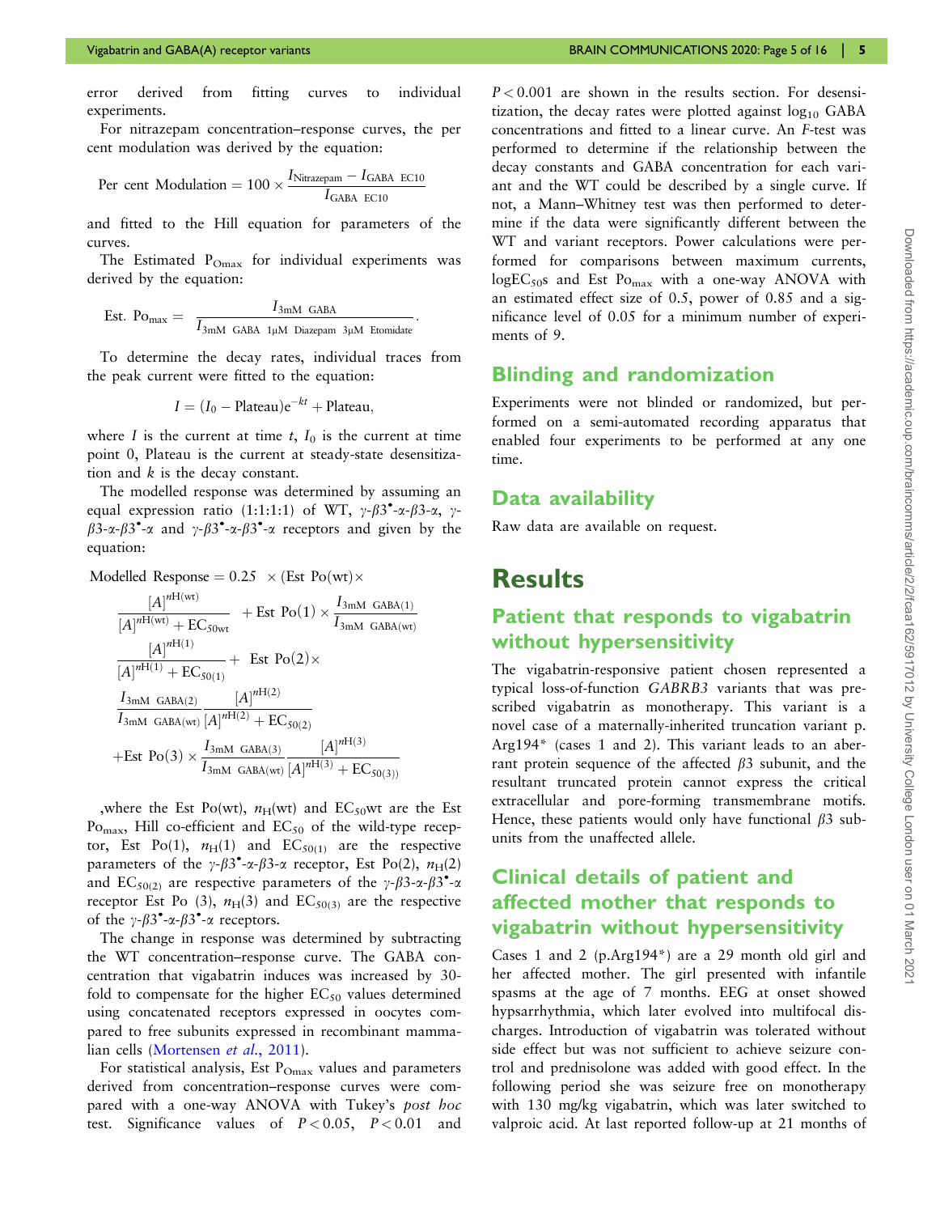error derived from fitting curves to individual experiments.

For nitrazepam concentration–response curves, the per cent modulation was derived by the equation:

$$\text{Per cent Modulation} = 100 \times \frac{I_{\text{Nitrazepam}} - I_{\text{GABA EC10}}}{I_{\text{GABA EC10}}}$$

and fitted to the Hill equation for parameters of the curves.

The Estimated $P_{\text{Omax}}$ for individual experiments was derived by the equation:

$$\text{Est. Po}_{\text{max}} = \frac{I_{\text{3mM GABA}}}{I_{\text{3mM GABA 1}\mu\text{M Diazepam 3}\mu\text{M Etomidate}}}.$$

To determine the decay rates, individual traces from the peak current were fitted to the equation:

$$I = (I_0 - \text{Plateau})e^{-kt} + \text{Plateau},$$

where $I$ is the current at time $t$, $I_0$ is the current at time point 0, Plateau is the current at steady-state desensitization and $k$ is the decay constant.

The modelled response was determined by assuming an equal expression ratio (1:1:1:1) of WT, $\gamma$-$\beta3^{\bullet}$-$\alpha$-$\beta3$-$\alpha$, $\gamma$-$\beta3$-$\alpha$-$\beta3^{\bullet}$-$\alpha$ and $\gamma$-$\beta3^{\bullet}$-$\alpha$-$\beta3^{\bullet}$-$\alpha$ receptors and given by the equation:

$$\begin{aligned}\text{Modelled Response} = 0.25 \times (&\text{Est Po(wt)} \times \frac{[A]^{n\text{H(wt)}}}{[A]^{n\text{H(wt)}} + \text{EC}_{50\text{wt}}} + \text{Est Po(1)} \times \frac{I_{\text{3mM GABA(1)}}}{I_{\text{3mM GABA(wt)}}} \frac{[A]^{n\text{H(1)}}}{[A]^{n\text{H(1)}} + \text{EC}_{50(1)}} \\ &+ \text{Est Po(2)} \times \frac{I_{\text{3mM GABA(2)}}}{I_{\text{3mM GABA(wt)}}} \frac{[A]^{n\text{H(2)}}}{[A]^{n\text{H(2)}} + \text{EC}_{50(2)}} \\ &+ \text{Est Po(3)} \times \frac{I_{\text{3mM GABA(3)}}}{I_{\text{3mM GABA(wt)}}} \frac{[A]^{n\text{H(3)}}}{[A]^{n\text{H(3)}} + \text{EC}_{50(3))}}\end{aligned}$$

,where the Est Po(wt), $n_{\text{H}}$(wt) and $\text{EC}_{50}$wt are the Est $\text{Po}_{\text{max}}$, Hill co-efficient and $\text{EC}_{50}$ of the wild-type receptor, Est Po(1), $n_{\text{H}}(1)$ and $\text{EC}_{50(1)}$ are the respective parameters of the $\gamma$-$\beta3^{\bullet}$-$\alpha$-$\beta3$-$\alpha$ receptor, Est Po(2), $n_{\text{H}}(2)$ and $\text{EC}_{50(2)}$ are respective parameters of the $\gamma$-$\beta3$-$\alpha$-$\beta3^{\bullet}$-$\alpha$ receptor Est Po (3), $n_{\text{H}}(3)$ and $\text{EC}_{50(3)}$ are the respective of the $\gamma$-$\beta3^{\bullet}$-$\alpha$-$\beta3^{\bullet}$-$\alpha$ receptors.

The change in response was determined by subtracting the WT concentration–response curve. The GABA concentration that vigabatrin induces was increased by 30-fold to compensate for the higher $\text{EC}_{50}$ values determined using concatenated receptors expressed in oocytes compared to free subunits expressed in recombinant mammalian cells (Mortensen *et al.*, 2011).

For statistical analysis, Est $P_{\text{Omax}}$ values and parameters derived from concentration–response curves were compared with a one-way ANOVA with Tukey's *post hoc* test. Significance values of $P < 0.05$, $P < 0.01$ and $P < 0.001$ are shown in the results section. For desensitization, the decay rates were plotted against $\log_{10}$ GABA concentrations and fitted to a linear curve. An $F$-test was performed to determine if the relationship between the decay constants and GABA concentration for each variant and the WT could be described by a single curve. If not, a Mann–Whitney test was then performed to determine if the data were significantly different between the WT and variant receptors. Power calculations were performed for comparisons between maximum currents, $\text{logEC}_{50}$s and Est $\text{Po}_{\text{max}}$ with a one-way ANOVA with an estimated effect size of 0.5, power of 0.85 and a significance level of 0.05 for a minimum number of experiments of 9.

## Blinding and randomization

Experiments were not blinded or randomized, but performed on a semi-automated recording apparatus that enabled four experiments to be performed at any one time.

## Data availability

Raw data are available on request.

# Results

## Patient that responds to vigabatrin without hypersensitivity

The vigabatrin-responsive patient chosen represented a typical loss-of-function *GABRB3* variants that was prescribed vigabatrin as monotherapy. This variant is a novel case of a maternally-inherited truncation variant p. Arg194* (cases 1 and 2). This variant leads to an aberrant protein sequence of the affected $\beta3$ subunit, and the resultant truncated protein cannot express the critical extracellular and pore-forming transmembrane motifs. Hence, these patients would only have functional $\beta3$ subunits from the unaffected allele.

## Clinical details of patient and affected mother that responds to vigabatrin without hypersensitivity

Cases 1 and 2 (p.Arg194*) are a 29 month old girl and her affected mother. The girl presented with infantile spasms at the age of 7 months. EEG at onset showed hypsarrhythmia, which later evolved into multifocal discharges. Introduction of vigabatrin was tolerated without side effect but was not sufficient to achieve seizure control and prednisolone was added with good effect. In the following period she was seizure free on monotherapy with 130 mg/kg vigabatrin, which was later switched to valproic acid. At last reported follow-up at 21 months of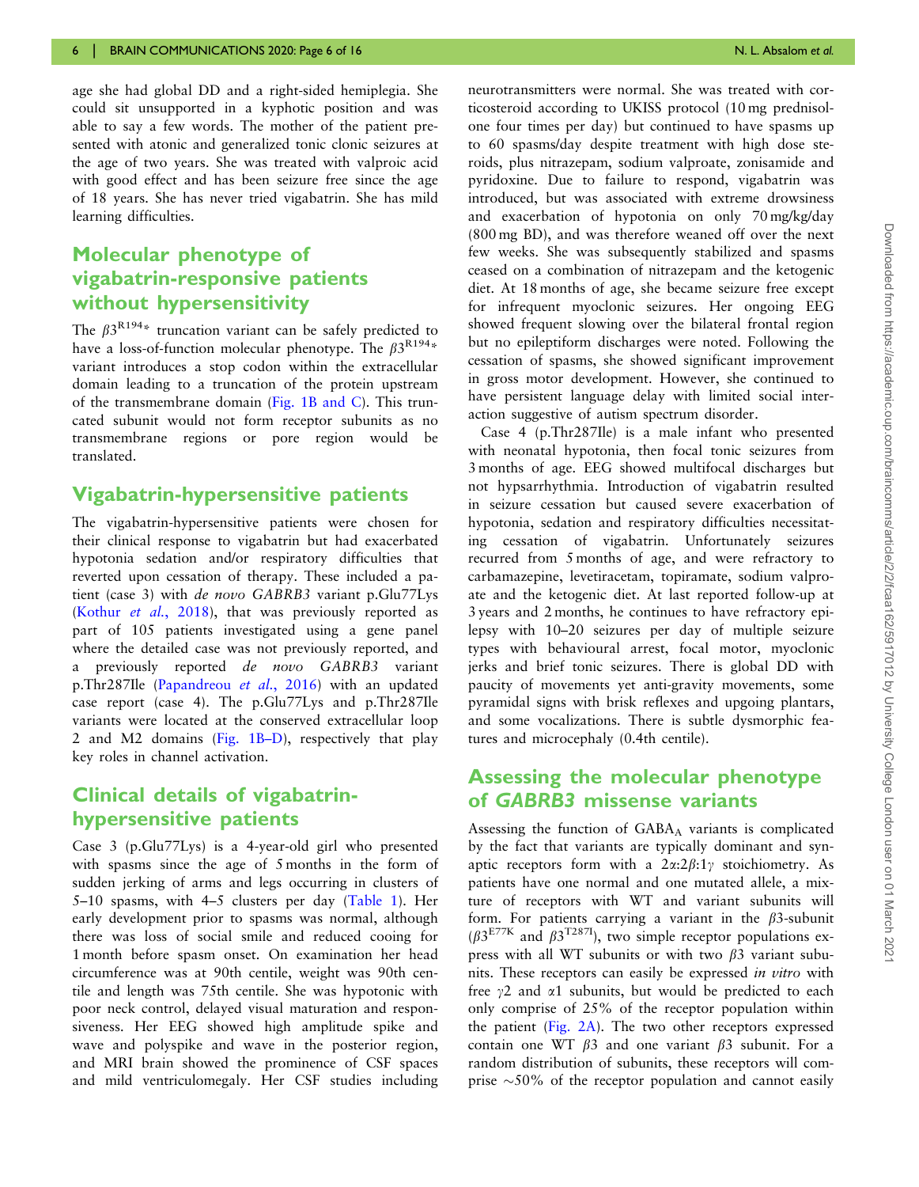age she had global DD and a right-sided hemiplegia. She could sit unsupported in a kyphotic position and was able to say a few words. The mother of the patient presented with atonic and generalized tonic clonic seizures at the age of two years. She was treated with valproic acid with good effect and has been seizure free since the age of 18 years. She has never tried vigabatrin. She has mild learning difficulties.

## Molecular phenotype of vigabatrin-responsive patients without hypersensitivity

The $\beta3^{R194*}$ truncation variant can be safely predicted to have a loss-of-function molecular phenotype. The $\beta3^{R194*}$ variant introduces a stop codon within the extracellular domain leading to a truncation of the protein upstream of the transmembrane domain (Fig. 1B and C). This truncated subunit would not form receptor subunits as no transmembrane regions or pore region would be translated.

## Vigabatrin-hypersensitive patients

The vigabatrin-hypersensitive patients were chosen for their clinical response to vigabatrin but had exacerbated hypotonia sedation and/or respiratory difficulties that reverted upon cessation of therapy. These included a patient (case 3) with *de novo GABRB3* variant p.Glu77Lys (Kothur *et al.*, 2018), that was previously reported as part of 105 patients investigated using a gene panel where the detailed case was not previously reported, and a previously reported *de novo GABRB3* variant p.Thr287Ile (Papandreou *et al.*, 2016) with an updated case report (case 4). The p.Glu77Lys and p.Thr287Ile variants were located at the conserved extracellular loop 2 and M2 domains (Fig. 1B–D), respectively that play key roles in channel activation.

## Clinical details of vigabatrin-hypersensitive patients

Case 3 (p.Glu77Lys) is a 4-year-old girl who presented with spasms since the age of 5 months in the form of sudden jerking of arms and legs occurring in clusters of 5–10 spasms, with 4–5 clusters per day (Table 1). Her early development prior to spasms was normal, although there was loss of social smile and reduced cooing for 1 month before spasm onset. On examination her head circumference was at 90th centile, weight was 90th centile and length was 75th centile. She was hypotonic with poor neck control, delayed visual maturation and responsiveness. Her EEG showed high amplitude spike and wave and polyspike and wave in the posterior region, and MRI brain showed the prominence of CSF spaces and mild ventriculomegaly. Her CSF studies including neurotransmitters were normal. She was treated with corticosteroid according to UKISS protocol (10 mg prednisolone four times per day) but continued to have spasms up to 60 spasms/day despite treatment with high dose steroids, plus nitrazepam, sodium valproate, zonisamide and pyridoxine. Due to failure to respond, vigabatrin was introduced, but was associated with extreme drowsiness and exacerbation of hypotonia on only 70 mg/kg/day (800 mg BD), and was therefore weaned off over the next few weeks. She was subsequently stabilized and spasms ceased on a combination of nitrazepam and the ketogenic diet. At 18 months of age, she became seizure free except for infrequent myoclonic seizures. Her ongoing EEG showed frequent slowing over the bilateral frontal region but no epileptiform discharges were noted. Following the cessation of spasms, she showed significant improvement in gross motor development. However, she continued to have persistent language delay with limited social interaction suggestive of autism spectrum disorder.

Case 4 (p.Thr287Ile) is a male infant who presented with neonatal hypotonia, then focal tonic seizures from 3 months of age. EEG showed multifocal discharges but not hypsarrhythmia. Introduction of vigabatrin resulted in seizure cessation but caused severe exacerbation of hypotonia, sedation and respiratory difficulties necessitating cessation of vigabatrin. Unfortunately seizures recurred from 5 months of age, and were refractory to carbamazepine, levetiracetam, topiramate, sodium valproate and the ketogenic diet. At last reported follow-up at 3 years and 2 months, he continues to have refractory epilepsy with 10–20 seizures per day of multiple seizure types with behavioural arrest, focal motor, myoclonic jerks and brief tonic seizures. There is global DD with paucity of movements yet anti-gravity movements, some pyramidal signs with brisk reflexes and upgoing plantars, and some vocalizations. There is subtle dysmorphic features and microcephaly (0.4th centile).

## Assessing the molecular phenotype of *GABRB3* missense variants

Assessing the function of $GABA_A$ variants is complicated by the fact that variants are typically dominant and synaptic receptors form with a $2\alpha$:$2\beta$:$1\gamma$ stoichiometry. As patients have one normal and one mutated allele, a mixture of receptors with WT and variant subunits will form. For patients carrying a variant in the $\beta3$-subunit ($\beta3^{E77K}$ and $\beta3^{T287I}$), two simple receptor populations express with all WT subunits or with two $\beta3$ variant subunits. These receptors can easily be expressed *in vitro* with free $\gamma2$ and $\alpha1$ subunits, but would be predicted to each only comprise of 25% of the receptor population within the patient (Fig. 2A). The two other receptors expressed contain one WT $\beta3$ and one variant $\beta3$ subunit. For a random distribution of subunits, these receptors will comprise ~50% of the receptor population and cannot easily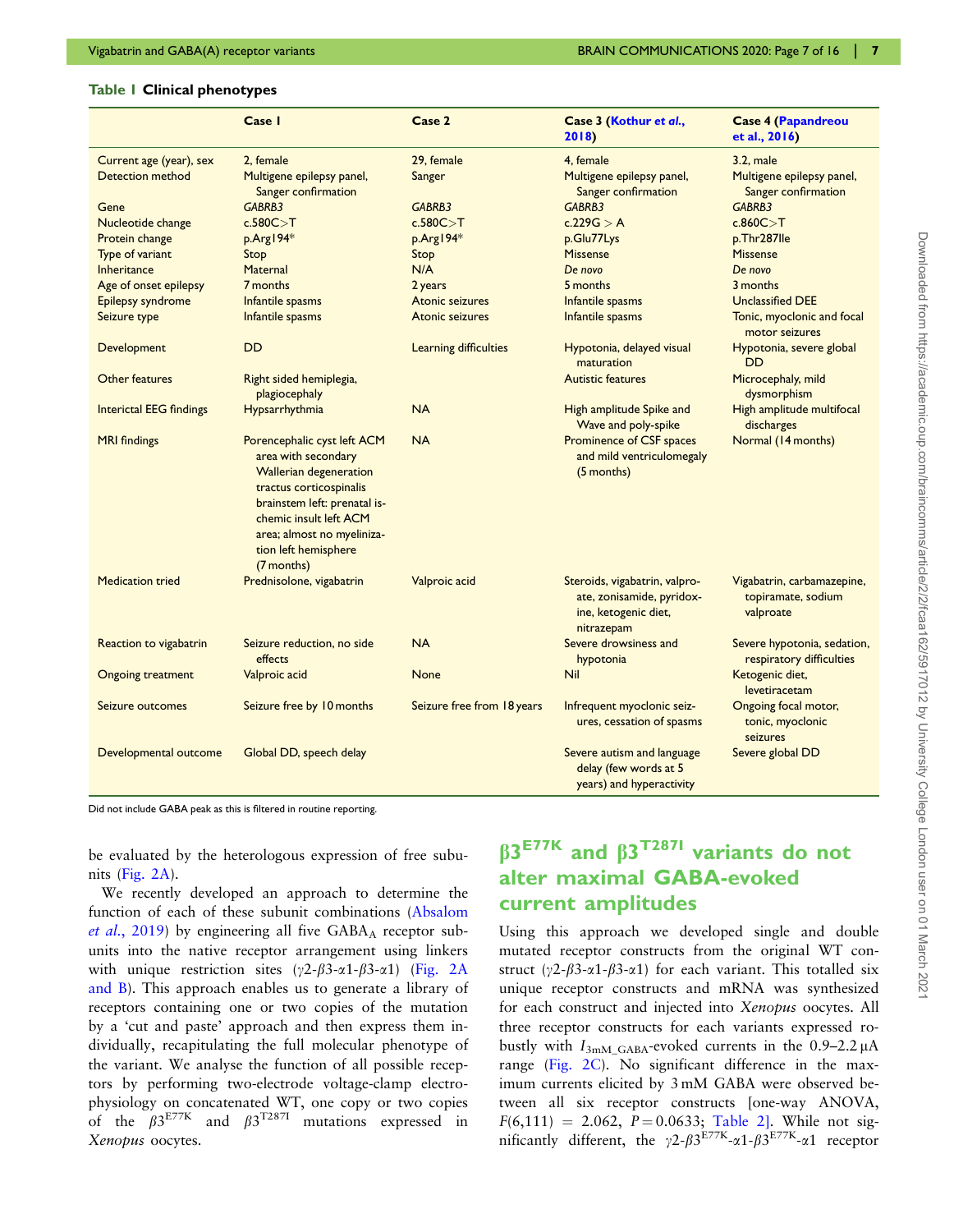**Table 1 Clinical phenotypes**

| | Case 1 | Case 2 | Case 3 (Kothur *et al.*, 2018) | Case 4 (Papandreou et al., 2016) |
|---|---|---|---|---|
| Current age (year), sex | 2, female | 29, female | 4, female | 3.2, male |
| Detection method | Multigene epilepsy panel, Sanger confirmation | Sanger | Multigene epilepsy panel, Sanger confirmation | Multigene epilepsy panel, Sanger confirmation |
| Gene | *GABRB3* | *GABRB3* | *GABRB3* | *GABRB3* |
| Nucleotide change | c.580C>T | c.580C>T | c.229G > A | c.860C>T |
| Protein change | p.Arg194* | p.Arg194* | p.Glu77Lys | p.Thr287Ile |
| Type of variant | Stop | Stop | Missense | Missense |
| Inheritance | Maternal | N/A | *De novo* | *De novo* |
| Age of onset epilepsy | 7 months | 2 years | 5 months | 3 months |
| Epilepsy syndrome | Infantile spasms | Atonic seizures | Infantile spasms | Unclassified DEE |
| Seizure type | Infantile spasms | Atonic seizures | Infantile spasms | Tonic, myoclonic and focal motor seizures |
| Development | DD | Learning difficulties | Hypotonia, delayed visual maturation | Hypotonia, severe global DD |
| Other features | Right sided hemiplegia, plagiocephaly | | Autistic features | Microcephaly, mild dysmorphism |
| Interictal EEG findings | Hypsarrhythmia | NA | High amplitude Spike and Wave and poly-spike | High amplitude multifocal discharges |
| MRI findings | Porencephalic cyst left ACM area with secondary Wallerian degeneration tractus corticospinalis brainstem left: prenatal ischemic insult left ACM area; almost no myelinization left hemisphere (7 months) | NA | Prominence of CSF spaces and mild ventriculomegaly (5 months) | Normal (14 months) |
| Medication tried | Prednisolone, vigabatrin | Valproic acid | Steroids, vigabatrin, valproate, zonisamide, pyridoxine, ketogenic diet, nitrazepam | Vigabatrin, carbamazepine, topiramate, sodium valproate |
| Reaction to vigabatrin | Seizure reduction, no side effects | NA | Severe drowsiness and hypotonia | Severe hypotonia, sedation, respiratory difficulties |
| Ongoing treatment | Valproic acid | None | Nil | Ketogenic diet, levetiracetam |
| Seizure outcomes | Seizure free by 10 months | Seizure free from 18 years | Infrequent myoclonic seizures, cessation of spasms | Ongoing focal motor, tonic, myoclonic seizures |
| Developmental outcome | Global DD, speech delay | | Severe autism and language delay (few words at 5 years) and hyperactivity | Severe global DD |

Did not include GABA peak as this is filtered in routine reporting.

be evaluated by the heterologous expression of free subunits (Fig. 2A).

We recently developed an approach to determine the function of each of these subunit combinations (Absalom *et al.*, 2019) by engineering all five $GABA_A$ receptor subunits into the native receptor arrangement using linkers with unique restriction sites ($\gamma$2-$\beta$3-$\alpha$1-$\beta$3-$\alpha$1) (Fig. 2A and B). This approach enables us to generate a library of receptors containing one or two copies of the mutation by a 'cut and paste' approach and then express them individually, recapitulating the full molecular phenotype of the variant. We analyse the function of all possible receptors by performing two-electrode voltage-clamp electrophysiology on concatenated WT, one copy or two copies of the $\beta3^{E77K}$ and $\beta3^{T287I}$ mutations expressed in *Xenopus* oocytes.

## $\beta3^{E77K}$ and $\beta3^{T287I}$ variants do not alter maximal GABA-evoked current amplitudes

Using this approach we developed single and double mutated receptor constructs from the original WT construct ($\gamma$2-$\beta$3-$\alpha$1-$\beta$3-$\alpha$1) for each variant. This totalled six unique receptor constructs and mRNA was synthesized for each construct and injected into *Xenopus* oocytes. All three receptor constructs for each variants expressed robustly with $I_{3mM\_GABA}$-evoked currents in the 0.9–2.2 µA range (Fig. 2C). No significant difference in the maximum currents elicited by 3 mM GABA were observed between all six receptor constructs [one-way ANOVA, $F(6,111) = 2.062$, $P = 0.0633$; Table 2]. While not significantly different, the $\gamma$2-$\beta3^{E77K}$-$\alpha$1-$\beta3^{E77K}$-$\alpha$1 receptor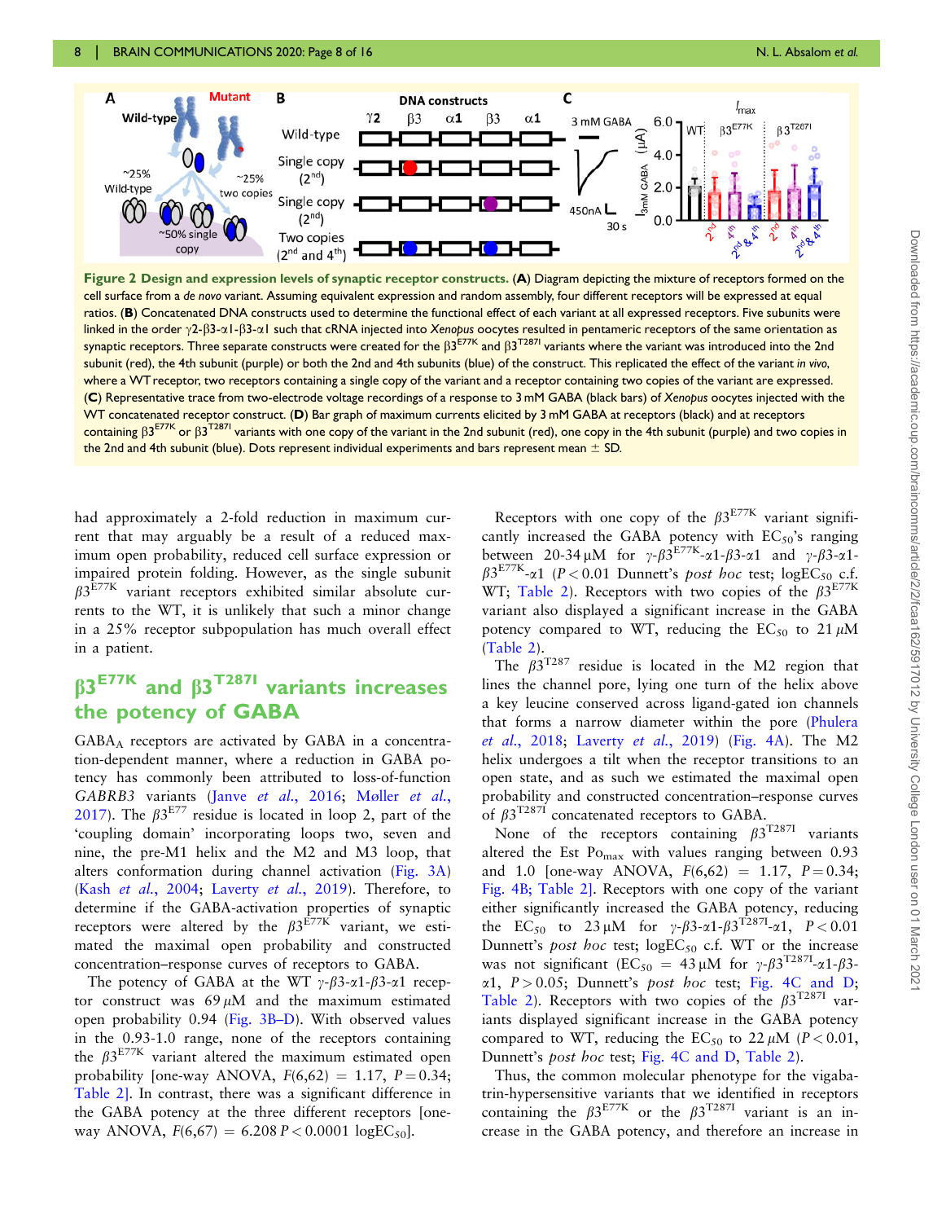**Figure 2 Design and expression levels of synaptic receptor constructs.** (**A**) Diagram depicting the mixture of receptors formed on the cell surface from a *de novo* variant. Assuming equivalent expression and random assembly, four different receptors will be expressed at equal ratios. (**B**) Concatenated DNA constructs used to determine the functional effect of each variant at all expressed receptors. Five subunits were linked in the order γ2-β3-α1-β3-α1 such that cRNA injected into *Xenopus* oocytes resulted in pentameric receptors of the same orientation as synaptic receptors. Three separate constructs were created for the $\beta3^{E77K}$ and $\beta3^{T287I}$ variants where the variant was introduced into the 2nd subunit (red), the 4th subunit (purple) or both the 2nd and 4th subunits (blue) of the construct. This replicated the effect of the variant *in vivo*, where a WT receptor, two receptors containing a single copy of the variant and a receptor containing two copies of the variant are expressed. (**C**) Representative trace from two-electrode voltage recordings of a response to 3 mM GABA (black bars) of *Xenopus* oocytes injected with the WT concatenated receptor construct. (**D**) Bar graph of maximum currents elicited by 3 mM GABA at receptors (black) and at receptors containing $\beta3^{E77K}$ or $\beta3^{T287I}$ variants with one copy of the variant in the 2nd subunit (red), one copy in the 4th subunit (purple) and two copies in the 2nd and 4th subunit (blue). Dots represent individual experiments and bars represent mean ± SD.

had approximately a 2-fold reduction in maximum current that may arguably be a result of a reduced maximum open probability, reduced cell surface expression or impaired protein folding. However, as the single subunit $\beta3^{E77K}$ variant receptors exhibited similar absolute currents to the WT, it is unlikely that such a minor change in a 25% receptor subpopulation has much overall effect in a patient.

## $\beta3^{E77K}$ and $\beta3^{T287I}$ variants increases the potency of GABA

$GABA_A$ receptors are activated by GABA in a concentration-dependent manner, where a reduction in GABA potency has commonly been attributed to loss-of-function *GABRB3* variants (Janve *et al.*, 2016; Møller *et al.*, 2017). The $\beta3^{E77}$ residue is located in loop 2, part of the 'coupling domain' incorporating loops two, seven and nine, the pre-M1 helix and the M2 and M3 loop, that alters channel conformation during channel activation (Fig. 3A) (Kash *et al.*, 2004; Laverty *et al.*, 2019). Therefore, to determine if the GABA-activation properties of synaptic receptors were altered by the $\beta3^{E77K}$ variant, we estimated the maximal open probability and constructed concentration–response curves of receptors to GABA.

The potency of GABA at the WT γ-β3-α1-β3-α1 receptor construct was 69 μM and the maximum estimated open probability 0.94 (Fig. 3B–D). With observed values in the 0.93-1.0 range, none of the receptors containing the $\beta3^{E77K}$ variant altered the maximum estimated open probability [one-way ANOVA, $F(6,62) = 1.17$, $P = 0.34$; Table 2]. In contrast, there was a significant difference in the GABA potency at the three different receptors [one-way ANOVA, $F(6,67) = 6.208$ $P < 0.0001$ $\log EC_{50}$].

Receptors with one copy of the $\beta3^{E77K}$ variant significantly increased the GABA potency with $EC_{50}$'s ranging between 20-34 μM for γ-$\beta3^{E77K}$-α1-β3-α1 and γ-β3-α1-$\beta3^{E77K}$-α1 ($P < 0.01$ Dunnett's *post hoc* test; $\log EC_{50}$ c.f. WT; Table 2). Receptors with two copies of the $\beta3^{E77K}$ variant also displayed a significant increase in the GABA potency compared to WT, reducing the $EC_{50}$ to 21 μM (Table 2).

The $\beta3^{T287}$ residue is located in the M2 region that lines the channel pore, lying one turn of the helix above a key leucine conserved across ligand-gated ion channels that forms a narrow diameter within the pore (Phulera *et al.*, 2018; Laverty *et al.*, 2019) (Fig. 4A). The M2 helix undergoes a tilt when the receptor transitions to an open state, and as such we estimated the maximal open probability and constructed concentration–response curves of $\beta3^{T287I}$ concatenated receptors to GABA.

None of the receptors containing $\beta3^{T287I}$ variants altered the Est $Po_{max}$ with values ranging between 0.93 and 1.0 [one-way ANOVA, $F(6,62) = 1.17$, $P = 0.34$; Fig. 4B; Table 2]. Receptors with one copy of the variant either significantly increased the GABA potency, reducing the $EC_{50}$ to 23 μM for γ-β3-α1-$\beta3^{T287I}$-α1, $P < 0.01$ Dunnett's *post hoc* test; $\log EC_{50}$ c.f. WT or the increase was not significant ($EC_{50}$ = 43 μM for γ-$\beta3^{T287I}$-α1-β3-α1, $P > 0.05$; Dunnett's *post hoc* test; Fig. 4C and D; Table 2). Receptors with two copies of the $\beta3^{T287I}$ variants displayed significant increase in the GABA potency compared to WT, reducing the $EC_{50}$ to 22 μM ($P < 0.01$, Dunnett's *post hoc* test; Fig. 4C and D, Table 2).

Thus, the common molecular phenotype for the vigabatrin-hypersensitive variants that we identified in receptors containing the $\beta3^{E77K}$ or the $\beta3^{T287I}$ variant is an increase in the GABA potency, and therefore an increase in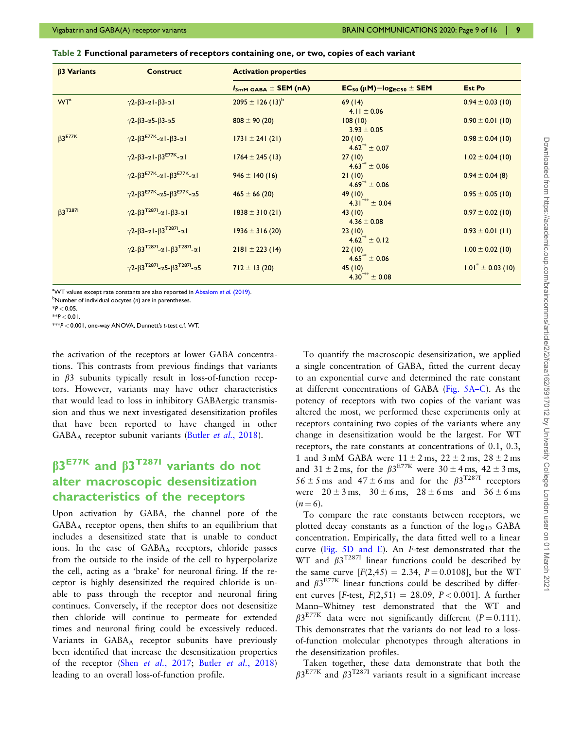**Table 2 Functional parameters of receptors containing one, or two, copies of each variant**

| β3 Variants | Construct | Activation properties | | |
|---|---|---|---|---|
| | | $I_{3mM\ GABA}$ ± SEM (nA) | $EC_{50}$ (μM)−$\log_{EC50}$ ± SEM | Est Po |
| WT[a] | γ2-β3-α1-β3-α1 | 2095 ± 126 (13)[b] | 69 (14) 4.11 ± 0.06 | 0.94 ± 0.03 (10) |
| | γ2-β3-α5-β3-α5 | 808 ± 90 (20) | 108 (10) 3.93 ± 0.05 | 0.90 ± 0.01 (10) |
| $β3^{E77K}$ | γ2-$β3^{E77K}$-α1-β3-α1 | 1731 ± 241 (21) | 20 (10) 4.62** ± 0.07 | 0.98 ± 0.04 (10) |
| | γ2-β3-α1-$β3^{E77K}$-α1 | 1764 ± 245 (13) | 27 (10) 4.63** ± 0.06 | 1.02 ± 0.04 (10) |
| | γ2-$β3^{E77K}$-α1-$β3^{E77K}$-α1 | 946 ± 140 (16) | 21 (10) 4.69** ± 0.06 | 0.94 ± 0.04 (8) |
| | γ2-$β3^{E77K}$-α5-$β3^{E77K}$-α5 | 465 ± 66 (20) | 49 (10) 4.31*** ± 0.04 | 0.95 ± 0.05 (10) |
| $β3^{T287I}$ | γ2-$β3^{T287I}$-α1-β3-α1 | 1838 ± 310 (21) | 43 (10) 4.36 ± 0.08 | 0.97 ± 0.02 (10) |
| | γ2-β3-α1-$β3^{T287I}$-α1 | 1936 ± 316 (20) | 23 (10) 4.62** ± 0.12 | 0.93 ± 0.01 (11) |
| | γ2-$β3^{T287I}$-α1-$β3^{T287I}$-α1 | 2181 ± 223 (14) | 22 (10) 4.65** ± 0.06 | 1.00 ± 0.02 (10) |
| | γ2-$β3^{T287I}$-α5-$β3^{T287I}$-α5 | 712 ± 13 (20) | 45 (10) 4.30*** ± 0.08 | 1.01* ± 0.03 (10) |

[a]WT values except rate constants are also reported in Absalom *et al.* (2019).
[b]Number of individual oocytes (*n*) are in parentheses.
*$P < 0.05$.
**$P < 0.01$.
***$P < 0.001$, one-way ANOVA, Dunnett's *t*-test c.f. WT.

the activation of the receptors at lower GABA concentrations. This contrasts from previous findings that variants in β3 subunits typically result in loss-of-function receptors. However, variants may have other characteristics that would lead to loss in inhibitory GABAergic transmission and thus we next investigated desensitization profiles that have been reported to have changed in other $GABA_A$ receptor subunit variants (Butler *et al.*, 2018).

## $β3^{E77K}$ and $β3^{T287I}$ variants do not alter macroscopic desensitization characteristics of the receptors

Upon activation by GABA, the channel pore of the $GABA_A$ receptor opens, then shifts to an equilibrium that includes a desensitized state that is unable to conduct ions. In the case of $GABA_A$ receptors, chloride passes from the outside to the inside of the cell to hyperpolarize the cell, acting as a 'brake' for neuronal firing. If the receptor is highly desensitized the required chloride is unable to pass through the receptor and neuronal firing continues. Conversely, if the receptor does not desensitize then chloride will continue to permeate for extended times and neuronal firing could be excessively reduced. Variants in $GABA_A$ receptor subunits have previously been identified that increase the desensitization properties of the receptor (Shen *et al.*, 2017; Butler *et al.*, 2018) leading to an overall loss-of-function profile.

To quantify the macroscopic desensitization, we applied a single concentration of GABA, fitted the current decay to an exponential curve and determined the rate constant at different concentrations of GABA (Fig. 5A–C). As the potency of receptors with two copies of the variant was altered the most, we performed these experiments only at receptors containing two copies of the variants where any change in desensitization would be the largest. For WT receptors, the rate constants at concentrations of 0.1, 0.3, 1 and 3 mM GABA were 11 ± 2 ms, 22 ± 2 ms, 28 ± 2 ms and 31 ± 2 ms, for the $β3^{E77K}$ were 30 ± 4 ms, 42 ± 3 ms, 56 ± 5 ms and 47 ± 6 ms and for the $β3^{T287I}$ receptors were 20 ± 3 ms, 30 ± 6 ms, 28 ± 6 ms and 36 ± 6 ms ($n = 6$).

To compare the rate constants between receptors, we plotted decay constants as a function of the $\log_{10}$ GABA concentration. Empirically, the data fitted well to a linear curve (Fig. 5D and E). An *F*-test demonstrated that the WT and $β3^{T287I}$ linear functions could be described by the same curve [$F(2,45) = 2.34$, $P = 0.0108$], but the WT and $β3^{E77K}$ linear functions could be described by different curves [*F*-test, $F(2,51) = 28.09$, $P < 0.001$]. A further Mann–Whitney test demonstrated that the WT and $β3^{E77K}$ data were not significantly different ($P = 0.111$). This demonstrates that the variants do not lead to a loss-of-function molecular phenotypes through alterations in the desensitization profiles.

Taken together, these data demonstrate that both the $β3^{E77K}$ and $β3^{T287I}$ variants result in a significant increase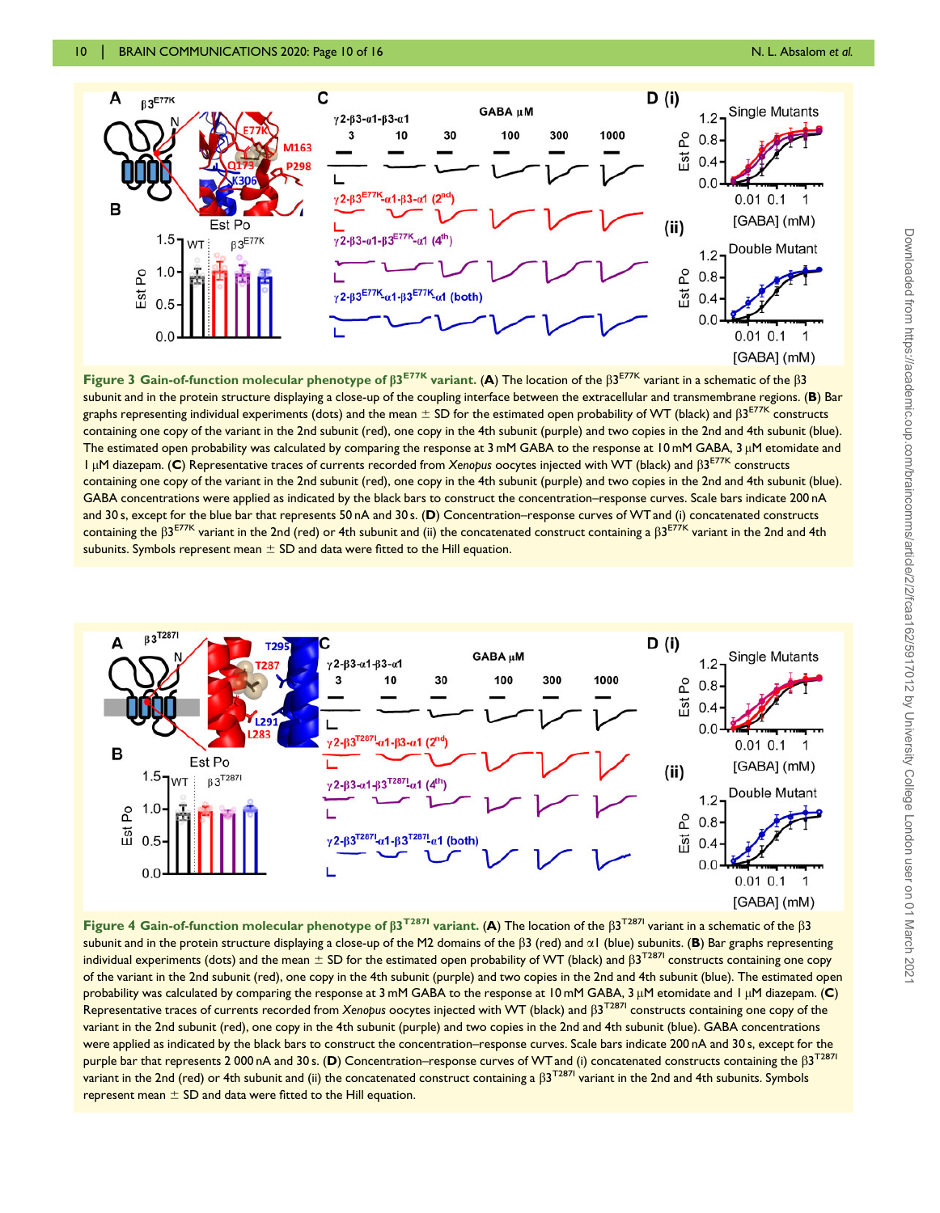**Figure 3 Gain-of-function molecular phenotype of β3$^{E77K}$ variant.** (**A**) The location of the β3$^{E77K}$ variant in a schematic of the β3 subunit and in the protein structure displaying a close-up of the coupling interface between the extracellular and transmembrane regions. (**B**) Bar graphs representing individual experiments (dots) and the mean ± SD for the estimated open probability of WT (black) and β3$^{E77K}$ constructs containing one copy of the variant in the 2nd subunit (red), one copy in the 4th subunit (purple) and two copies in the 2nd and 4th subunit (blue). The estimated open probability was calculated by comparing the response at 3 mM GABA to the response at 10 mM GABA, 3 µM etomidate and 1 µM diazepam. (**C**) Representative traces of currents recorded from *Xenopus* oocytes injected with WT (black) and β3$^{E77K}$ constructs containing one copy of the variant in the 2nd subunit (red), one copy in the 4th subunit (purple) and two copies in the 2nd and 4th subunit (blue). GABA concentrations were applied as indicated by the black bars to construct the concentration–response curves. Scale bars indicate 200 nA and 30 s, except for the blue bar that represents 50 nA and 30 s. (**D**) Concentration–response curves of WT and (i) concatenated constructs containing the β3$^{E77K}$ variant in the 2nd (red) or 4th subunit and (ii) the concatenated construct containing a β3$^{E77K}$ variant in the 2nd and 4th subunits. Symbols represent mean ± SD and data were fitted to the Hill equation.

**Figure 4 Gain-of-function molecular phenotype of β3$^{T287I}$ variant.** (**A**) The location of the β3$^{T287I}$ variant in a schematic of the β3 subunit and in the protein structure displaying a close-up of the M2 domains of the β3 (red) and α1 (blue) subunits. (**B**) Bar graphs representing individual experiments (dots) and the mean ± SD for the estimated open probability of WT (black) and β3$^{T287I}$ constructs containing one copy of the variant in the 2nd subunit (red), one copy in the 4th subunit (purple) and two copies in the 2nd and 4th subunit (blue). The estimated open probability was calculated by comparing the response at 3 mM GABA to the response at 10 mM GABA, 3 µM etomidate and 1 µM diazepam. (**C**) Representative traces of currents recorded from *Xenopus* oocytes injected with WT (black) and β3$^{T287I}$ constructs containing one copy of the variant in the 2nd subunit (red), one copy in the 4th subunit (purple) and two copies in the 2nd and 4th subunit (blue). GABA concentrations were applied as indicated by the black bars to construct the concentration–response curves. Scale bars indicate 200 nA and 30 s, except for the purple bar that represents 2 000 nA and 30 s. (**D**) Concentration–response curves of WT and (i) concatenated constructs containing the β3$^{T287I}$ variant in the 2nd (red) or 4th subunit and (ii) the concatenated construct containing a β3$^{T287I}$ variant in the 2nd and 4th subunits. Symbols represent mean ± SD and data were fitted to the Hill equation.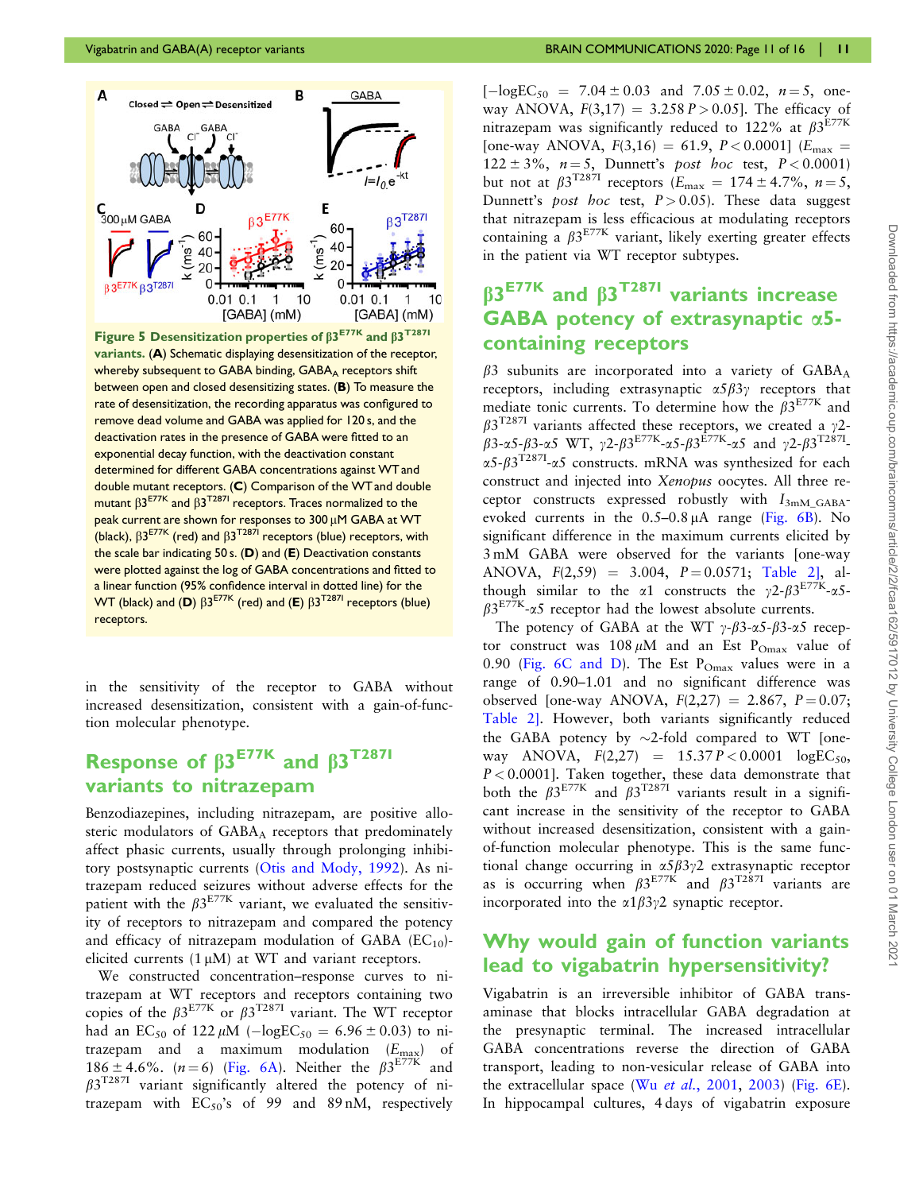**Figure 5 Desensitization properties of $\beta3^{E77K}$ and $\beta3^{T287I}$ variants.** (**A**) Schematic displaying desensitization of the receptor, whereby subsequent to GABA binding, $GABA_A$ receptors shift between open and closed desensitizing states. (**B**) To measure the rate of desensitization, the recording apparatus was configured to remove dead volume and GABA was applied for 120 s, and the deactivation rates in the presence of GABA were fitted to an exponential decay function, with the deactivation constant determined for different GABA concentrations against WT and double mutant receptors. (**C**) Comparison of the WT and double mutant $\beta3^{E77K}$ and $\beta3^{T287I}$ receptors. Traces normalized to the peak current are shown for responses to 300 µM GABA at WT (black), $\beta3^{E77K}$ (red) and $\beta3^{T287I}$ receptors (blue) receptors, with the scale bar indicating 50 s. (**D**) and (**E**) Deactivation constants were plotted against the log of GABA concentrations and fitted to a linear function (95% confidence interval in dotted line) for the WT (black) and (**D**) $\beta3^{E77K}$ (red) and (**E**) $\beta3^{T287I}$ receptors (blue) receptors.

in the sensitivity of the receptor to GABA without increased desensitization, consistent with a gain-of-function molecular phenotype.

## Response of $\beta3^{E77K}$ and $\beta3^{T287I}$ variants to nitrazepam

Benzodiazepines, including nitrazepam, are positive allosteric modulators of $GABA_A$ receptors that predominately affect phasic currents, usually through prolonging inhibitory postsynaptic currents (Otis and Mody, 1992). As nitrazepam reduced seizures without adverse effects for the patient with the $\beta3^{E77K}$ variant, we evaluated the sensitivity of receptors to nitrazepam and compared the potency and efficacy of nitrazepam modulation of GABA ($EC_{10}$)-elicited currents (1 µM) at WT and variant receptors.

We constructed concentration–response curves to nitrazepam at WT receptors and receptors containing two copies of the $\beta3^{E77K}$ or $\beta3^{T287I}$ variant. The WT receptor had an $EC_{50}$ of 122 µM ($-\log EC_{50} = 6.96 \pm 0.03$) to nitrazepam and a maximum modulation ($E_{max}$) of $186 \pm 4.6\%$. ($n = 6$) (Fig. 6A). Neither the $\beta3^{E77K}$ and $\beta3^{T287I}$ variant significantly altered the potency of nitrazepam with $EC_{50}$'s of 99 and 89 nM, respectively [$-\log EC_{50} = 7.04 \pm 0.03$ and $7.05 \pm 0.02$, $n = 5$, one-way ANOVA, $F(3,17) = 3.258$ $P > 0.05$]. The efficacy of nitrazepam was significantly reduced to 122% at $\beta3^{E77K}$ [one-way ANOVA, $F(3,16) = 61.9$, $P < 0.0001$] ($E_{max} = 122 \pm 3\%$, $n = 5$, Dunnett's *post hoc* test, $P < 0.0001$) but not at $\beta3^{T287I}$ receptors ($E_{max} = 174 \pm 4.7\%$, $n = 5$, Dunnett's *post hoc* test, $P > 0.05$). These data suggest that nitrazepam is less efficacious at modulating receptors containing a $\beta3^{E77K}$ variant, likely exerting greater effects in the patient via WT receptor subtypes.

## $\beta3^{E77K}$ and $\beta3^{T287I}$ variants increase GABA potency of extrasynaptic α5-containing receptors

$\beta3$ subunits are incorporated into a variety of $GABA_A$ receptors, including extrasynaptic $\alpha5\beta3\gamma$ receptors that mediate tonic currents. To determine how the $\beta3^{E77K}$ and $\beta3^{T287I}$ variants affected these receptors, we created a $\gamma2$-$\beta3$-$\alpha5$-$\beta3$-$\alpha5$ WT, $\gamma2$-$\beta3^{E77K}$-$\alpha5$-$\beta3^{E77K}$-$\alpha5$ and $\gamma2$-$\beta3^{T287I}$-$\alpha5$-$\beta3^{T287I}$-$\alpha5$ constructs. mRNA was synthesized for each construct and injected into *Xenopus* oocytes. All three receptor constructs expressed robustly with $I_{3mM\_GABA}$-evoked currents in the 0.5–0.8 µA range (Fig. 6B). No significant difference in the maximum currents elicited by 3 mM GABA were observed for the variants [one-way ANOVA, $F(2,59) = 3.004$, $P = 0.0571$; Table 2], although similar to the α1 constructs the $\gamma2$-$\beta3^{E77K}$-$\alpha5$-$\beta3^{E77K}$-$\alpha5$ receptor had the lowest absolute currents.

The potency of GABA at the WT $\gamma$-$\beta3$-$\alpha5$-$\beta3$-$\alpha5$ receptor construct was 108 µM and an Est $P_{Omax}$ value of 0.90 (Fig. 6C and D). The Est $P_{Omax}$ values were in a range of 0.90–1.01 and no significant difference was observed [one-way ANOVA, $F(2,27) = 2.867$, $P = 0.07$; Table 2]. However, both variants significantly reduced the GABA potency by ~2-fold compared to WT [one-way ANOVA, $F(2,27) = 15.37$ $P < 0.0001$ $\log EC_{50}$, $P < 0.0001$]. Taken together, these data demonstrate that both the $\beta3^{E77K}$ and $\beta3^{T287I}$ variants result in a significant increase in the sensitivity of the receptor to GABA without increased desensitization, consistent with a gain-of-function molecular phenotype. This is the same functional change occurring in $\alpha5\beta3\gamma2$ extrasynaptic receptor as is occurring when $\beta3^{E77K}$ and $\beta3^{T287I}$ variants are incorporated into the $\alpha1\beta3\gamma2$ synaptic receptor.

## Why would gain of function variants lead to vigabatrin hypersensitivity?

Vigabatrin is an irreversible inhibitor of GABA transaminase that blocks intracellular GABA degradation at the presynaptic terminal. The increased intracellular GABA concentrations reverse the direction of GABA transport, leading to non-vesicular release of GABA into the extracellular space (Wu *et al.*, 2001, 2003) (Fig. 6E). In hippocampal cultures, 4 days of vigabatrin exposure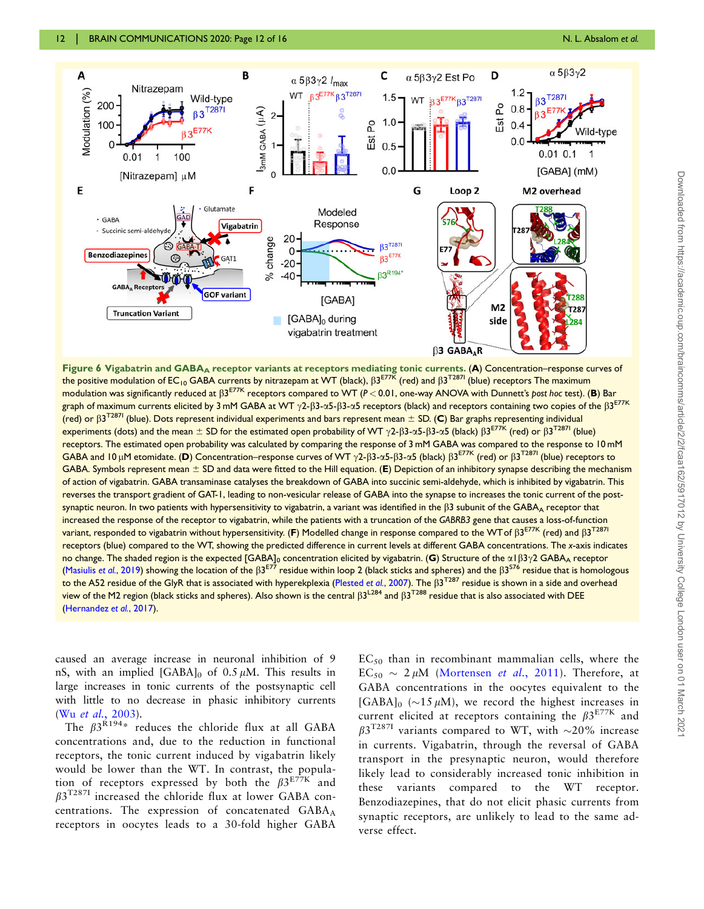**Figure 6 Vigabatrin and GABA$_A$ receptor variants at receptors mediating tonic currents.** (**A**) Concentration–response curves of the positive modulation of EC$_{10}$ GABA currents by nitrazepam at WT (black), β3$^{E77K}$ (red) and β3$^{T287I}$ (blue) receptors The maximum modulation was significantly reduced at β3$^{E77K}$ receptors compared to WT ($P < 0.01$, one-way ANOVA with Dunnett's *post hoc* test). (**B**) Bar graph of maximum currents elicited by 3 mM GABA at WT γ2-β3-α5-β3-α5 receptors (black) and receptors containing two copies of the β3$^{E77K}$ (red) or β3$^{T287I}$ (blue). Dots represent individual experiments and bars represent mean ± SD. (**C**) Bar graphs representing individual experiments (dots) and the mean ± SD for the estimated open probability of WT γ2-β3-α5-β3-α5 (black) β3$^{E77K}$ (red) or β3$^{T287I}$ (blue) receptors. The estimated open probability was calculated by comparing the response of 3 mM GABA was compared to the response to 10 mM GABA and 10 μM etomidate. (**D**) Concentration–response curves of WT γ2-β3-α5-β3-α5 (black) β3$^{E77K}$ (red) or β3$^{T287I}$ (blue) receptors to GABA. Symbols represent mean ± SD and data were fitted to the Hill equation. (**E**) Depiction of an inhibitory synapse describing the mechanism of action of vigabatrin. GABA transaminase catalyses the breakdown of GABA into succinic semi-aldehyde, which is inhibited by vigabatrin. This reverses the transport gradient of GAT-1, leading to non-vesicular release of GABA into the synapse to increases the tonic current of the post-synaptic neuron. In two patients with hypersensitivity to vigabatrin, a variant was identified in the β3 subunit of the GABA$_A$ receptor that increased the response of the receptor to vigabatrin, while the patients with a truncation of the *GABRB3* gene that causes a loss-of-function variant, responded to vigabatrin without hypersensitivity. (**F**) Modelled change in response compared to the WT of β3$^{E77K}$ (red) and β3$^{T287I}$ receptors (blue) compared to the WT, showing the predicted difference in current levels at different GABA concentrations. The *x*-axis indicates no change. The shaded region is the expected [GABA]$_0$ concentration elicited by vigabatrin. (**G**) Structure of the α1β3γ2 GABA$_A$ receptor (Masiulis *et al.*, 2019) showing the location of the β3$^{E77}$ residue within loop 2 (black sticks and spheres) and the β3$^{S76}$ residue that is homologous to the A52 residue of the GlyR that is associated with hyperekplexia (Plested *et al.*, 2007). The β3$^{T287}$ residue is shown in a side and overhead view of the M2 region (black sticks and spheres). Also shown is the central β3$^{L284}$ and β3$^{T288}$ residue that is also associated with DEE (Hernandez *et al.*, 2017).

caused an average increase in neuronal inhibition of 9 nS, with an implied [GABA]$_0$ of 0.5 μM. This results in large increases in tonic currents of the postsynaptic cell with little to no decrease in phasic inhibitory currents (Wu *et al.*, 2003).

The β3$^{R194*}$ reduces the chloride flux at all GABA concentrations and, due to the reduction in functional receptors, the tonic current induced by vigabatrin likely would be lower than the WT. In contrast, the population of receptors expressed by both the β3$^{E77K}$ and β3$^{T287I}$ increased the chloride flux at lower GABA concentrations. The expression of concatenated GABA$_A$ receptors in oocytes leads to a 30-fold higher GABA EC$_{50}$ than in recombinant mammalian cells, where the EC$_{50}$ ∼ 2 μM (Mortensen *et al.*, 2011). Therefore, at GABA concentrations in the oocytes equivalent to the [GABA]$_0$ (∼15 μM), we record the highest increases in current elicited at receptors containing the β3$^{E77K}$ and β3$^{T287I}$ variants compared to WT, with ∼20% increase in currents. Vigabatrin, through the reversal of GABA transport in the presynaptic neuron, would therefore likely lead to considerably increased tonic inhibition in these variants compared to the WT receptor. Benzodiazepines, that do not elicit phasic currents from synaptic receptors, are unlikely to lead to the same adverse effect.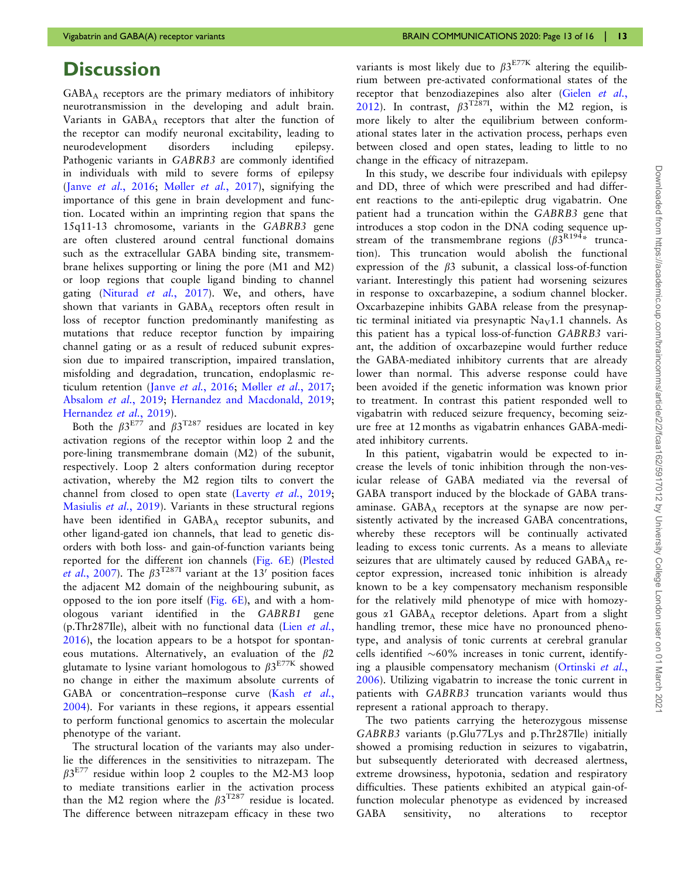# Discussion

$GABA_A$ receptors are the primary mediators of inhibitory neurotransmission in the developing and adult brain. Variants in $GABA_A$ receptors that alter the function of the receptor can modify neuronal excitability, leading to neurodevelopment disorders including epilepsy. Pathogenic variants in *GABRB3* are commonly identified in individuals with mild to severe forms of epilepsy (Janve *et al.*, 2016; Møller *et al.*, 2017), signifying the importance of this gene in brain development and function. Located within an imprinting region that spans the 15q11-13 chromosome, variants in the *GABRB3* gene are often clustered around central functional domains such as the extracellular GABA binding site, transmembrane helixes supporting or lining the pore (M1 and M2) or loop regions that couple ligand binding to channel gating (Niturad *et al.*, 2017). We, and others, have shown that variants in $GABA_A$ receptors often result in loss of receptor function predominantly manifesting as mutations that reduce receptor function by impairing channel gating or as a result of reduced subunit expression due to impaired transcription, impaired translation, misfolding and degradation, truncation, endoplasmic reticulum retention (Janve *et al.*, 2016; Møller *et al.*, 2017; Absalom *et al.*, 2019; Hernandez and Macdonald, 2019; Hernandez *et al.*, 2019).

Both the $\beta3^{E77}$ and $\beta3^{T287}$ residues are located in key activation regions of the receptor within loop 2 and the pore-lining transmembrane domain (M2) of the subunit, respectively. Loop 2 alters conformation during receptor activation, whereby the M2 region tilts to convert the channel from closed to open state (Laverty *et al.*, 2019; Masiulis *et al.*, 2019). Variants in these structural regions have been identified in $GABA_A$ receptor subunits, and other ligand-gated ion channels, that lead to genetic disorders with both loss- and gain-of-function variants being reported for the different ion channels (Fig. 6E) (Plested *et al.*, 2007). The $\beta3^{T287I}$ variant at the 13′ position faces the adjacent M2 domain of the neighbouring subunit, as opposed to the ion pore itself (Fig. 6E), and with a homologous variant identified in the *GABRB1* gene (p.Thr287Ile), albeit with no functional data (Lien *et al.*, 2016), the location appears to be a hotspot for spontaneous mutations. Alternatively, an evaluation of the β2 glutamate to lysine variant homologous to $\beta3^{E77K}$ showed no change in either the maximum absolute currents of GABA or concentration–response curve (Kash *et al.*, 2004). For variants in these regions, it appears essential to perform functional genomics to ascertain the molecular phenotype of the variant.

The structural location of the variants may also underlie the differences in the sensitivities to nitrazepam. The $\beta3^{E77}$ residue within loop 2 couples to the M2-M3 loop to mediate transitions earlier in the activation process than the M2 region where the $\beta3^{T287}$ residue is located. The difference between nitrazepam efficacy in these two variants is most likely due to $\beta3^{E77K}$ altering the equilibrium between pre-activated conformational states of the receptor that benzodiazepines also alter (Gielen *et al.*, 2012). In contrast, $\beta3^{T287I}$, within the M2 region, is more likely to alter the equilibrium between conformational states later in the activation process, perhaps even between closed and open states, leading to little to no change in the efficacy of nitrazepam.

In this study, we describe four individuals with epilepsy and DD, three of which were prescribed and had different reactions to the anti-epileptic drug vigabatrin. One patient had a truncation within the *GABRB3* gene that introduces a stop codon in the DNA coding sequence upstream of the transmembrane regions ($\beta3^{R194*}$ truncation). This truncation would abolish the functional expression of the β3 subunit, a classical loss-of-function variant. Interestingly this patient had worsening seizures in response to oxcarbazepine, a sodium channel blocker. Oxcarbazepine inhibits GABA release from the presynaptic terminal initiated via presynaptic $Na_V1.1$ channels. As this patient has a typical loss-of-function *GABRB3* variant, the addition of oxcarbazepine would further reduce the GABA-mediated inhibitory currents that are already lower than normal. This adverse response could have been avoided if the genetic information was known prior to treatment. In contrast this patient responded well to vigabatrin with reduced seizure frequency, becoming seizure free at 12 months as vigabatrin enhances GABA-mediated inhibitory currents.

In this patient, vigabatrin would be expected to increase the levels of tonic inhibition through the non-vesicular release of GABA mediated via the reversal of GABA transport induced by the blockade of GABA transaminase. $GABA_A$ receptors at the synapse are now persistently activated by the increased GABA concentrations, whereby these receptors will be continually activated leading to excess tonic currents. As a means to alleviate seizures that are ultimately caused by reduced $GABA_A$ receptor expression, increased tonic inhibition is already known to be a key compensatory mechanism responsible for the relatively mild phenotype of mice with homozygous α1 $GABA_A$ receptor deletions. Apart from a slight handling tremor, these mice have no pronounced phenotype, and analysis of tonic currents at cerebral granular cells identified ~60% increases in tonic current, identifying a plausible compensatory mechanism (Ortinski *et al.*, 2006). Utilizing vigabatrin to increase the tonic current in patients with *GABRB3* truncation variants would thus represent a rational approach to therapy.

The two patients carrying the heterozygous missense *GABRB3* variants (p.Glu77Lys and p.Thr287Ile) initially showed a promising reduction in seizures to vigabatrin, but subsequently deteriorated with decreased alertness, extreme drowsiness, hypotonia, sedation and respiratory difficulties. These patients exhibited an atypical gain-of-function molecular phenotype as evidenced by increased GABA sensitivity, no alterations to receptor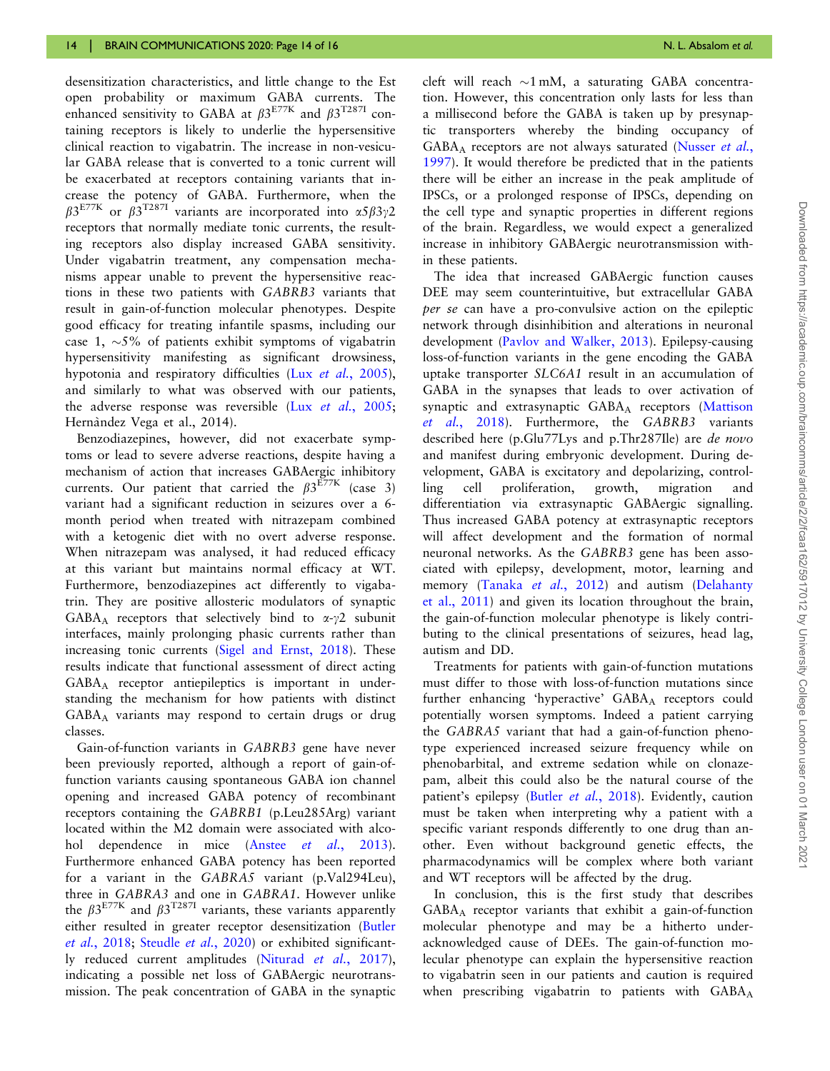desensitization characteristics, and little change to the Est open probability or maximum GABA currents. The enhanced sensitivity to GABA at $\beta3^{E77K}$ and $\beta3^{T287I}$ containing receptors is likely to underlie the hypersensitive clinical reaction to vigabatrin. The increase in non-vesicular GABA release that is converted to a tonic current will be exacerbated at receptors containing variants that increase the potency of GABA. Furthermore, when the $\beta3^{E77K}$ or $\beta3^{T287I}$ variants are incorporated into $\alpha5\beta3\gamma2$ receptors that normally mediate tonic currents, the resulting receptors also display increased GABA sensitivity. Under vigabatrin treatment, any compensation mechanisms appear unable to prevent the hypersensitive reactions in these two patients with *GABRB3* variants that result in gain-of-function molecular phenotypes. Despite good efficacy for treating infantile spasms, including our case 1, ~5% of patients exhibit symptoms of vigabatrin hypersensitivity manifesting as significant drowsiness, hypotonia and respiratory difficulties (Lux *et al.*, 2005), and similarly to what was observed with our patients, the adverse response was reversible (Lux *et al.*, 2005; Hernàndez Vega et al., 2014).

Benzodiazepines, however, did not exacerbate symptoms or lead to severe adverse reactions, despite having a mechanism of action that increases GABAergic inhibitory currents. Our patient that carried the $\beta3^{E77K}$ (case 3) variant had a significant reduction in seizures over a 6-month period when treated with nitrazepam combined with a ketogenic diet with no overt adverse response. When nitrazepam was analysed, it had reduced efficacy at this variant but maintains normal efficacy at WT. Furthermore, benzodiazepines act differently to vigabatrin. They are positive allosteric modulators of synaptic $GABA_A$ receptors that selectively bind to $\alpha$-$\gamma2$ subunit interfaces, mainly prolonging phasic currents rather than increasing tonic currents (Sigel and Ernst, 2018). These results indicate that functional assessment of direct acting $GABA_A$ receptor antiepileptics is important in understanding the mechanism for how patients with distinct $GABA_A$ variants may respond to certain drugs or drug classes.

Gain-of-function variants in *GABRB3* gene have never been previously reported, although a report of gain-of-function variants causing spontaneous GABA ion channel opening and increased GABA potency of recombinant receptors containing the *GABRB1* (p.Leu285Arg) variant located within the M2 domain were associated with alcohol dependence in mice (Anstee *et al.*, 2013). Furthermore enhanced GABA potency has been reported for a variant in the *GABRA5* variant (p.Val294Leu), three in *GABRA3* and one in *GABRA1*. However unlike the $\beta3^{E77K}$ and $\beta3^{T287I}$ variants, these variants apparently either resulted in greater receptor desensitization (Butler *et al.*, 2018; Steudle *et al.*, 2020) or exhibited significantly reduced current amplitudes (Niturad *et al.*, 2017), indicating a possible net loss of GABAergic neurotransmission. The peak concentration of GABA in the synaptic cleft will reach ~1 mM, a saturating GABA concentration. However, this concentration only lasts for less than a millisecond before the GABA is taken up by presynaptic transporters whereby the binding occupancy of $GABA_A$ receptors are not always saturated (Nusser *et al.*, 1997). It would therefore be predicted that in the patients there will be either an increase in the peak amplitude of IPSCs, or a prolonged response of IPSCs, depending on the cell type and synaptic properties in different regions of the brain. Regardless, we would expect a generalized increase in inhibitory GABAergic neurotransmission within these patients.

The idea that increased GABAergic function causes DEE may seem counterintuitive, but extracellular GABA *per se* can have a pro-convulsive action on the epileptic network through disinhibition and alterations in neuronal development (Pavlov and Walker, 2013). Epilepsy-causing loss-of-function variants in the gene encoding the GABA uptake transporter *SLC6A1* result in an accumulation of GABA in the synapses that leads to over activation of synaptic and extrasynaptic $GABA_A$ receptors (Mattison *et al.*, 2018). Furthermore, the *GABRB3* variants described here (p.Glu77Lys and p.Thr287Ile) are *de novo* and manifest during embryonic development. During development, GABA is excitatory and depolarizing, controlling cell proliferation, growth, migration and differentiation via extrasynaptic GABAergic signalling. Thus increased GABA potency at extrasynaptic receptors will affect development and the formation of normal neuronal networks. As the *GABRB3* gene has been associated with epilepsy, development, motor, learning and memory (Tanaka *et al.*, 2012) and autism (Delahanty et al., 2011) and given its location throughout the brain, the gain-of-function molecular phenotype is likely contributing to the clinical presentations of seizures, head lag, autism and DD.

Treatments for patients with gain-of-function mutations must differ to those with loss-of-function mutations since further enhancing 'hyperactive' $GABA_A$ receptors could potentially worsen symptoms. Indeed a patient carrying the *GABRA5* variant that had a gain-of-function phenotype experienced increased seizure frequency while on phenobarbital, and extreme sedation while on clonazepam, albeit this could also be the natural course of the patient's epilepsy (Butler *et al.*, 2018). Evidently, caution must be taken when interpreting why a patient with a specific variant responds differently to one drug than another. Even without background genetic effects, the pharmacodynamics will be complex where both variant and WT receptors will be affected by the drug.

In conclusion, this is the first study that describes $GABA_A$ receptor variants that exhibit a gain-of-function molecular phenotype and may be a hitherto under-acknowledged cause of DEEs. The gain-of-function molecular phenotype can explain the hypersensitive reaction to vigabatrin seen in our patients and caution is required when prescribing vigabatrin to patients with $GABA_A$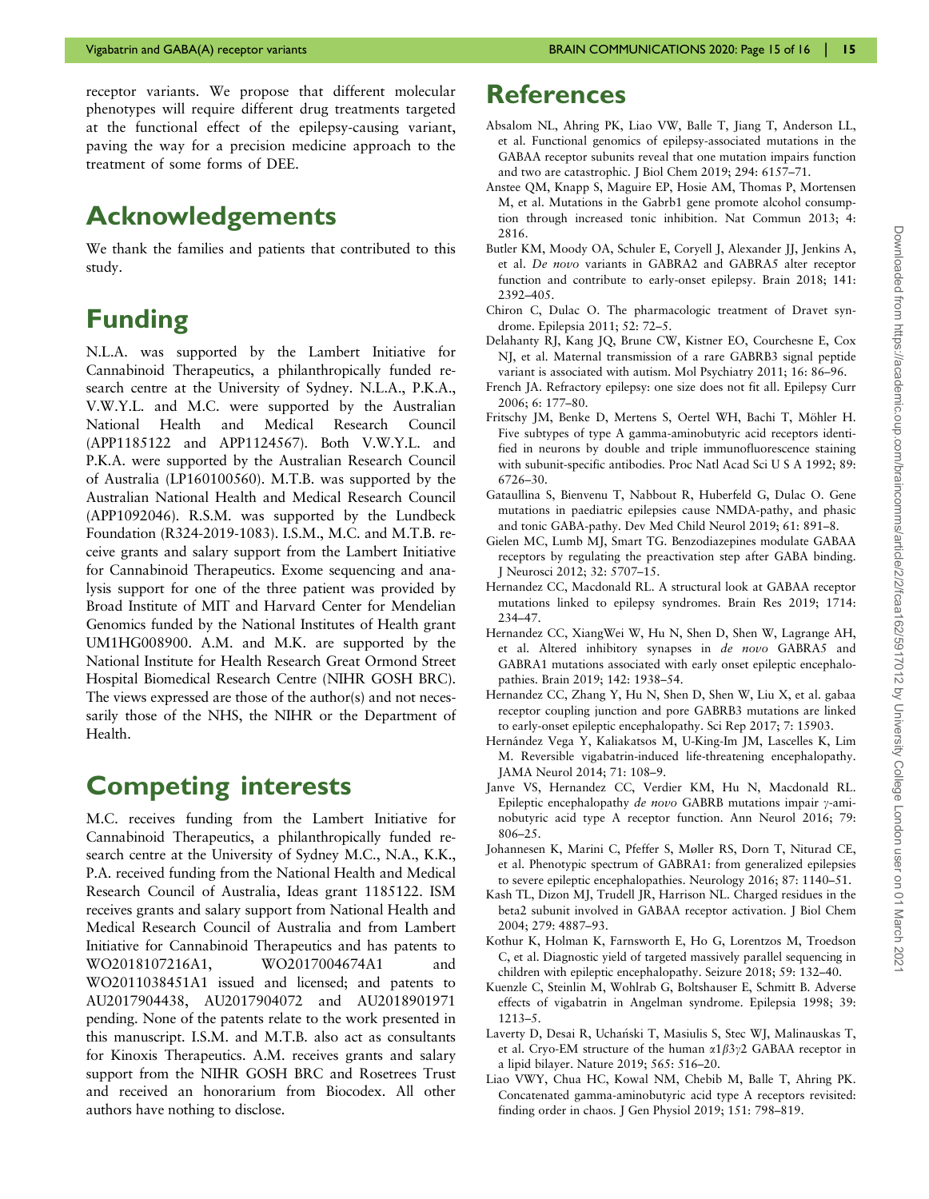receptor variants. We propose that different molecular phenotypes will require different drug treatments targeted at the functional effect of the epilepsy-causing variant, paving the way for a precision medicine approach to the treatment of some forms of DEE.

# Acknowledgements

We thank the families and patients that contributed to this study.

# Funding

N.L.A. was supported by the Lambert Initiative for Cannabinoid Therapeutics, a philanthropically funded research centre at the University of Sydney. N.L.A., P.K.A., V.W.Y.L. and M.C. were supported by the Australian National Health and Medical Research Council (APP1185122 and APP1124567). Both V.W.Y.L. and P.K.A. were supported by the Australian Research Council of Australia (LP160100560). M.T.B. was supported by the Australian National Health and Medical Research Council (APP1092046). R.S.M. was supported by the Lundbeck Foundation (R324-2019-1083). I.S.M., M.C. and M.T.B. receive grants and salary support from the Lambert Initiative for Cannabinoid Therapeutics. Exome sequencing and analysis support for one of the three patient was provided by Broad Institute of MIT and Harvard Center for Mendelian Genomics funded by the National Institutes of Health grant UM1HG008900. A.M. and M.K. are supported by the National Institute for Health Research Great Ormond Street Hospital Biomedical Research Centre (NIHR GOSH BRC). The views expressed are those of the author(s) and not necessarily those of the NHS, the NIHR or the Department of Health.

# Competing interests

M.C. receives funding from the Lambert Initiative for Cannabinoid Therapeutics, a philanthropically funded research centre at the University of Sydney M.C., N.A., K.K., P.A. received funding from the National Health and Medical Research Council of Australia, Ideas grant 1185122. ISM receives grants and salary support from National Health and Medical Research Council of Australia and from Lambert Initiative for Cannabinoid Therapeutics and has patents to WO2018107216A1, WO2017004674A1 and WO2011038451A1 issued and licensed; and patents to AU2017904438, AU2017904072 and AU2018901971 pending. None of the patents relate to the work presented in this manuscript. I.S.M. and M.T.B. also act as consultants for Kinoxis Therapeutics. A.M. receives grants and salary support from the NIHR GOSH BRC and Rosetrees Trust and received an honorarium from Biocodex. All other authors have nothing to disclose.

# References

Absalom NL, Ahring PK, Liao VW, Balle T, Jiang T, Anderson LL, et al. Functional genomics of epilepsy-associated mutations in the GABAA receptor subunits reveal that one mutation impairs function and two are catastrophic. J Biol Chem 2019; 294: 6157–71.

Anstee QM, Knapp S, Maguire EP, Hosie AM, Thomas P, Mortensen M, et al. Mutations in the Gabrb1 gene promote alcohol consumption through increased tonic inhibition. Nat Commun 2013; 4: 2816.

Butler KM, Moody OA, Schuler E, Coryell J, Alexander JJ, Jenkins A, et al. *De novo* variants in GABRA2 and GABRA5 alter receptor function and contribute to early-onset epilepsy. Brain 2018; 141: 2392–405.

Chiron C, Dulac O. The pharmacologic treatment of Dravet syndrome. Epilepsia 2011; 52: 72–5.

Delahanty RJ, Kang JQ, Brune CW, Kistner EO, Courchesne E, Cox NJ, et al. Maternal transmission of a rare GABRB3 signal peptide variant is associated with autism. Mol Psychiatry 2011; 16: 86–96.

French JA. Refractory epilepsy: one size does not fit all. Epilepsy Curr 2006; 6: 177–80.

Fritschy JM, Benke D, Mertens S, Oertel WH, Bachi T, Möhler H. Five subtypes of type A gamma-aminobutyric acid receptors identified in neurons by double and triple immunofluorescence staining with subunit-specific antibodies. Proc Natl Acad Sci U S A 1992; 89: 6726–30.

Gataullina S, Bienvenu T, Nabbout R, Huberfeld G, Dulac O. Gene mutations in paediatric epilepsies cause NMDA-pathy, and phasic and tonic GABA-pathy. Dev Med Child Neurol 2019; 61: 891–8.

Gielen MC, Lumb MJ, Smart TG. Benzodiazepines modulate GABAA receptors by regulating the preactivation step after GABA binding. J Neurosci 2012; 32: 5707–15.

Hernandez CC, Macdonald RL. A structural look at GABAA receptor mutations linked to epilepsy syndromes. Brain Res 2019; 1714: 234–47.

Hernandez CC, XiangWei W, Hu N, Shen D, Shen W, Lagrange AH, et al. Altered inhibitory synapses in *de novo* GABRA5 and GABRA1 mutations associated with early onset epileptic encephalopathies. Brain 2019; 142: 1938–54.

Hernandez CC, Zhang Y, Hu N, Shen D, Shen W, Liu X, et al. gabaa receptor coupling junction and pore GABRB3 mutations are linked to early-onset epileptic encephalopathy. Sci Rep 2017; 7: 15903.

Hernández Vega Y, Kaliakatsos M, U-King-Im JM, Lascelles K, Lim M. Reversible vigabatrin-induced life-threatening encephalopathy. JAMA Neurol 2014; 71: 108–9.

Janve VS, Hernandez CC, Verdier KM, Hu N, Macdonald RL. Epileptic encephalopathy *de novo* GABRB mutations impair $\gamma$-aminobutyric acid type A receptor function. Ann Neurol 2016; 79: 806–25.

Johannesen K, Marini C, Pfeffer S, Møller RS, Dorn T, Niturad CE, et al. Phenotypic spectrum of GABRA1: from generalized epilepsies to severe epileptic encephalopathies. Neurology 2016; 87: 1140–51.

Kash TL, Dizon MJ, Trudell JR, Harrison NL. Charged residues in the beta2 subunit involved in GABAA receptor activation. J Biol Chem 2004; 279: 4887–93.

Kothur K, Holman K, Farnsworth E, Ho G, Lorentzos M, Troedson C, et al. Diagnostic yield of targeted massively parallel sequencing in children with epileptic encephalopathy. Seizure 2018; 59: 132–40.

Kuenzle C, Steinlin M, Wohlrab G, Boltshauser E, Schmitt B. Adverse effects of vigabatrin in Angelman syndrome. Epilepsia 1998; 39: 1213–5.

Laverty D, Desai R, Uchański T, Masiulis S, Stec WJ, Malinauskas T, et al. Cryo-EM structure of the human $\alpha1\beta3\gamma2$ GABAA receptor in a lipid bilayer. Nature 2019; 565: 516–20.

Liao VWY, Chua HC, Kowal NM, Chebib M, Balle T, Ahring PK. Concatenated gamma-aminobutyric acid type A receptors revisited: finding order in chaos. J Gen Physiol 2019; 151: 798–819.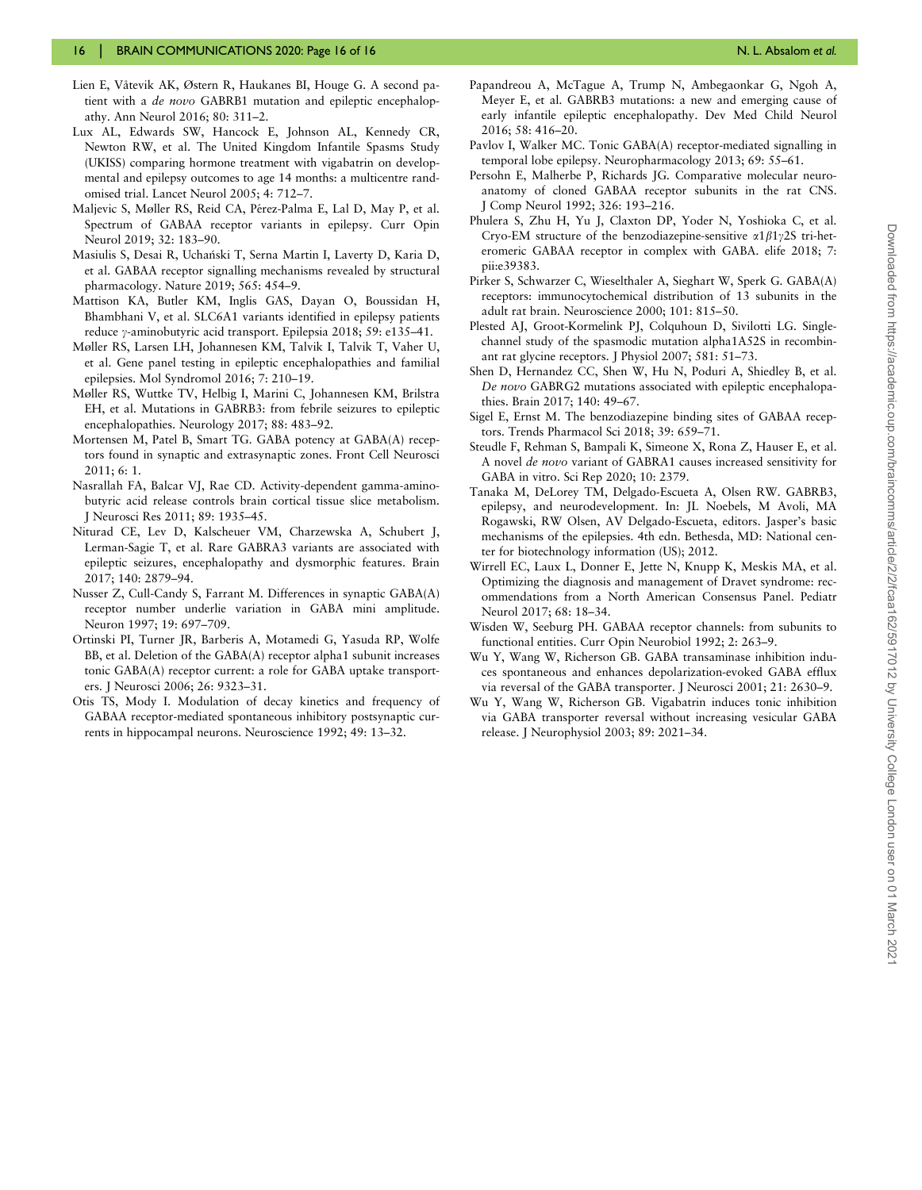Lien E, Våtevik AK, Østern R, Haukanes BI, Houge G. A second patient with a *de novo* GABRB1 mutation and epileptic encephalopathy. Ann Neurol 2016; 80: 311–2.

Lux AL, Edwards SW, Hancock E, Johnson AL, Kennedy CR, Newton RW, et al. The United Kingdom Infantile Spasms Study (UKISS) comparing hormone treatment with vigabatrin on developmental and epilepsy outcomes to age 14 months: a multicentre randomised trial. Lancet Neurol 2005; 4: 712–7.

Maljevic S, Møller RS, Reid CA, Pérez-Palma E, Lal D, May P, et al. Spectrum of GABAA receptor variants in epilepsy. Curr Opin Neurol 2019; 32: 183–90.

Masiulis S, Desai R, Uchański T, Serna Martin I, Laverty D, Karia D, et al. GABAA receptor signalling mechanisms revealed by structural pharmacology. Nature 2019; 565: 454–9.

Mattison KA, Butler KM, Inglis GAS, Dayan O, Boussidan H, Bhambhani V, et al. SLC6A1 variants identified in epilepsy patients reduce γ-aminobutyric acid transport. Epilepsia 2018; 59: e135–41.

Møller RS, Larsen LH, Johannesen KM, Talvik I, Talvik T, Vaher U, et al. Gene panel testing in epileptic encephalopathies and familial epilepsies. Mol Syndromol 2016; 7: 210–19.

Møller RS, Wuttke TV, Helbig I, Marini C, Johannesen KM, Brilstra EH, et al. Mutations in GABRB3: from febrile seizures to epileptic encephalopathies. Neurology 2017; 88: 483–92.

Mortensen M, Patel B, Smart TG. GABA potency at GABA(A) receptors found in synaptic and extrasynaptic zones. Front Cell Neurosci 2011; 6: 1.

Nasrallah FA, Balcar VJ, Rae CD. Activity-dependent gamma-aminobutyric acid release controls brain cortical tissue slice metabolism. J Neurosci Res 2011; 89: 1935–45.

Niturad CE, Lev D, Kalscheuer VM, Charzewska A, Schubert J, Lerman-Sagie T, et al. Rare GABRA3 variants are associated with epileptic seizures, encephalopathy and dysmorphic features. Brain 2017; 140: 2879–94.

Nusser Z, Cull-Candy S, Farrant M. Differences in synaptic GABA(A) receptor number underlie variation in GABA mini amplitude. Neuron 1997; 19: 697–709.

Ortinski PI, Turner JR, Barberis A, Motamedi G, Yasuda RP, Wolfe BB, et al. Deletion of the GABA(A) receptor alpha1 subunit increases tonic GABA(A) receptor current: a role for GABA uptake transporters. J Neurosci 2006; 26: 9323–31.

Otis TS, Mody I. Modulation of decay kinetics and frequency of GABAA receptor-mediated spontaneous inhibitory postsynaptic currents in hippocampal neurons. Neuroscience 1992; 49: 13–32.

Papandreou A, McTague A, Trump N, Ambegaonkar G, Ngoh A, Meyer E, et al. GABRB3 mutations: a new and emerging cause of early infantile epileptic encephalopathy. Dev Med Child Neurol 2016; 58: 416–20.

Pavlov I, Walker MC. Tonic GABA(A) receptor-mediated signalling in temporal lobe epilepsy. Neuropharmacology 2013; 69: 55–61.

Persohn E, Malherbe P, Richards JG. Comparative molecular neuroanatomy of cloned GABAA receptor subunits in the rat CNS. J Comp Neurol 1992; 326: 193–216.

Phulera S, Zhu H, Yu J, Claxton DP, Yoder N, Yoshioka C, et al. Cryo-EM structure of the benzodiazepine-sensitive α1β1γ2S tri-heteromeric GABAA receptor in complex with GABA. elife 2018; 7: pii:e39383.

Pirker S, Schwarzer C, Wieselthaler A, Sieghart W, Sperk G. GABA(A) receptors: immunocytochemical distribution of 13 subunits in the adult rat brain. Neuroscience 2000; 101: 815–50.

Plested AJ, Groot-Kormelink PJ, Colquhoun D, Sivilotti LG. Single-channel study of the spasmodic mutation alpha1A52S in recombinant rat glycine receptors. J Physiol 2007; 581: 51–73.

Shen D, Hernandez CC, Shen W, Hu N, Poduri A, Shiedley B, et al. *De novo* GABRG2 mutations associated with epileptic encephalopathies. Brain 2017; 140: 49–67.

Sigel E, Ernst M. The benzodiazepine binding sites of GABAA receptors. Trends Pharmacol Sci 2018; 39: 659–71.

Steudle F, Rehman S, Bampali K, Simeone X, Rona Z, Hauser E, et al. A novel *de novo* variant of GABRA1 causes increased sensitivity for GABA in vitro. Sci Rep 2020; 10: 2379.

Tanaka M, DeLorey TM, Delgado-Escueta A, Olsen RW. GABRB3, epilepsy, and neurodevelopment. In: JL Noebels, M Avoli, MA Rogawski, RW Olsen, AV Delgado-Escueta, editors. Jasper's basic mechanisms of the epilepsies. 4th edn. Bethesda, MD: National center for biotechnology information (US); 2012.

Wirrell EC, Laux L, Donner E, Jette N, Knupp K, Meskis MA, et al. Optimizing the diagnosis and management of Dravet syndrome: recommendations from a North American Consensus Panel. Pediatr Neurol 2017; 68: 18–34.

Wisden W, Seeburg PH. GABAA receptor channels: from subunits to functional entities. Curr Opin Neurobiol 1992; 2: 263–9.

Wu Y, Wang W, Richerson GB. GABA transaminase inhibition induces spontaneous and enhances depolarization-evoked GABA efflux via reversal of the GABA transporter. J Neurosci 2001; 21: 2630–9.

Wu Y, Wang W, Richerson GB. Vigabatrin induces tonic inhibition via GABA transporter reversal without increasing vesicular GABA release. J Neurophysiol 2003; 89: 2021–34.